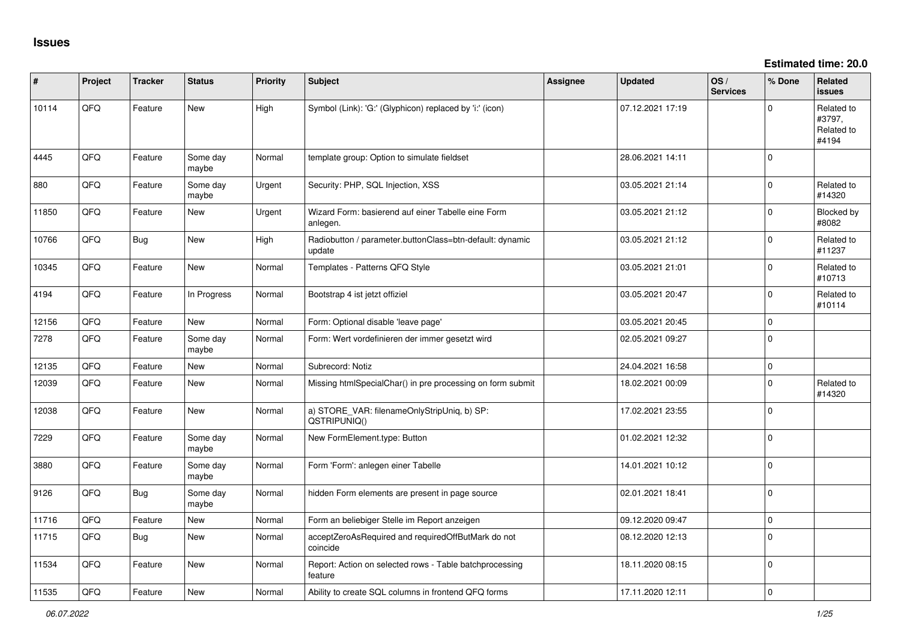# Issues

**Estimated time: 20.0**

| # | Project | Tracker | Status | Priority | Subject | Assignee | Updated | OS / Services | % Done | Related issues |
|---|---|---|---|---|---|---|---|---|---|---|
| 10114 | QFQ | Feature | New | High | Symbol (Link): 'G:' (Glyphicon) replaced by 'i:' (icon) | | 07.12.2021 17:19 | | 0 | Related to #3797, Related to #4194 |
| 4445 | QFQ | Feature | Some day maybe | Normal | template group: Option to simulate fieldset | | 28.06.2021 14:11 | | 0 | |
| 880 | QFQ | Feature | Some day maybe | Urgent | Security: PHP, SQL Injection, XSS | | 03.05.2021 21:14 | | 0 | Related to #14320 |
| 11850 | QFQ | Feature | New | Urgent | Wizard Form: basierend auf einer Tabelle eine Form anlegen. | | 03.05.2021 21:12 | | 0 | Blocked by #8082 |
| 10766 | QFQ | Bug | New | High | Radiobutton / parameter.buttonClass=btn-default: dynamic update | | 03.05.2021 21:12 | | 0 | Related to #11237 |
| 10345 | QFQ | Feature | New | Normal | Templates - Patterns QFQ Style | | 03.05.2021 21:01 | | 0 | Related to #10713 |
| 4194 | QFQ | Feature | In Progress | Normal | Bootstrap 4 ist jetzt offiziel | | 03.05.2021 20:47 | | 0 | Related to #10114 |
| 12156 | QFQ | Feature | New | Normal | Form: Optional disable 'leave page' | | 03.05.2021 20:45 | | 0 | |
| 7278 | QFQ | Feature | Some day maybe | Normal | Form: Wert vordefinieren der immer gesetzt wird | | 02.05.2021 09:27 | | 0 | |
| 12135 | QFQ | Feature | New | Normal | Subrecord: Notiz | | 24.04.2021 16:58 | | 0 | |
| 12039 | QFQ | Feature | New | Normal | Missing htmlSpecialChar() in pre processing on form submit | | 18.02.2021 00:09 | | 0 | Related to #14320 |
| 12038 | QFQ | Feature | New | Normal | a) STORE_VAR: filenameOnlyStripUniq, b) SP: QSTRIPUNIQ() | | 17.02.2021 23:55 | | 0 | |
| 7229 | QFQ | Feature | Some day maybe | Normal | New FormElement.type: Button | | 01.02.2021 12:32 | | 0 | |
| 3880 | QFQ | Feature | Some day maybe | Normal | Form 'Form': anlegen einer Tabelle | | 14.01.2021 10:12 | | 0 | |
| 9126 | QFQ | Bug | Some day maybe | Normal | hidden Form elements are present in page source | | 02.01.2021 18:41 | | 0 | |
| 11716 | QFQ | Feature | New | Normal | Form an beliebiger Stelle im Report anzeigen | | 09.12.2020 09:47 | | 0 | |
| 11715 | QFQ | Bug | New | Normal | acceptZeroAsRequired and requiredOffButMark do not coincide | | 08.12.2020 12:13 | | 0 | |
| 11534 | QFQ | Feature | New | Normal | Report: Action on selected rows - Table batchprocessing feature | | 18.11.2020 08:15 | | 0 | |
| 11535 | QFQ | Feature | New | Normal | Ability to create SQL columns in frontend QFQ forms | | 17.11.2020 12:11 | | 0 | |

*06.07.2022*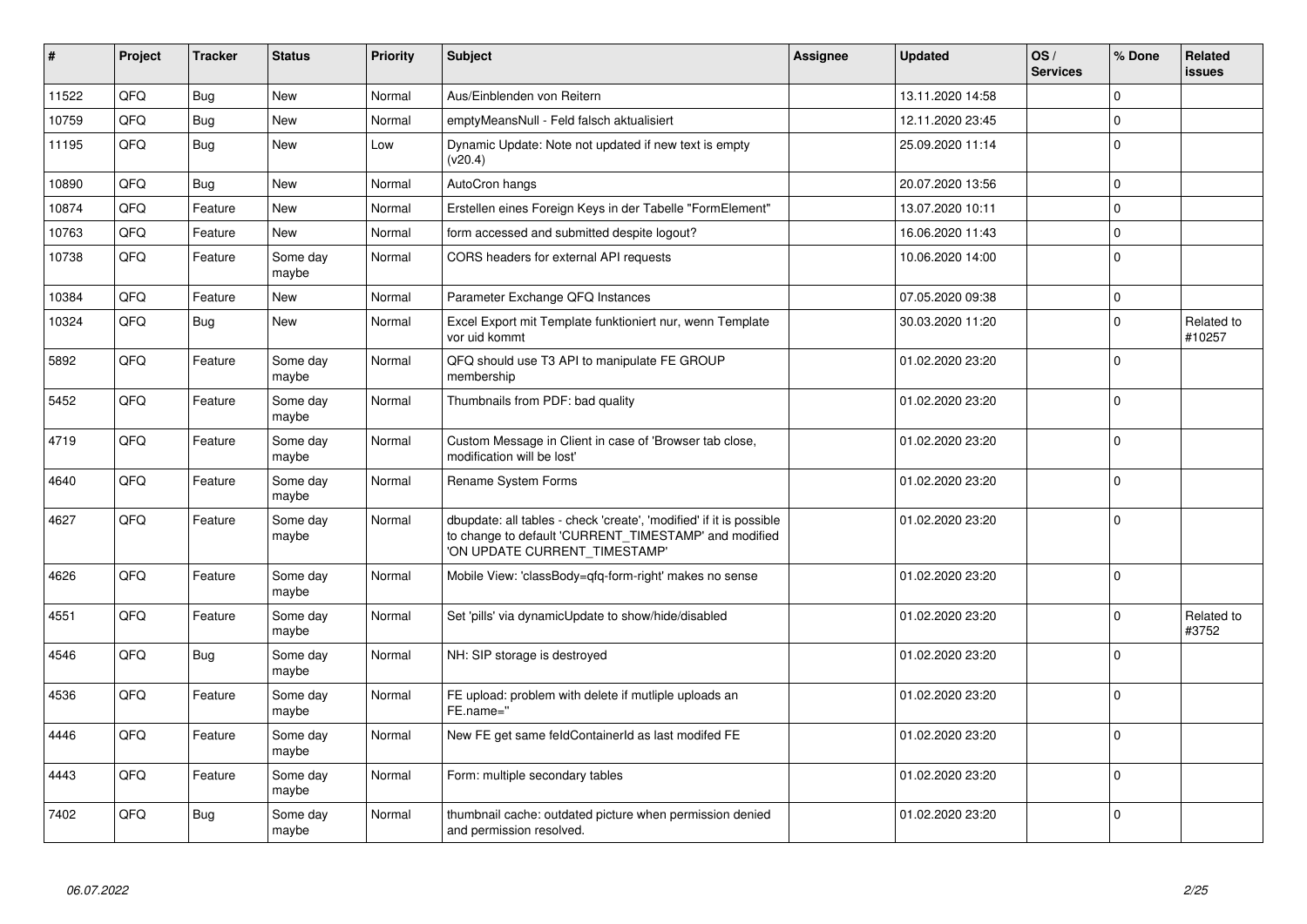| # | Project | Tracker | Status | Priority | Subject | Assignee | Updated | OS / Services | % Done | Related issues |
|---|---|---|---|---|---|---|---|---|---|---|
| 11522 | QFQ | Bug | New | Normal | Aus/Einblenden von Reitern | | 13.11.2020 14:58 | | 0 | |
| 10759 | QFQ | Bug | New | Normal | emptyMeansNull - Feld falsch aktualisiert | | 12.11.2020 23:45 | | 0 | |
| 11195 | QFQ | Bug | New | Low | Dynamic Update: Note not updated if new text is empty (v20.4) | | 25.09.2020 11:14 | | 0 | |
| 10890 | QFQ | Bug | New | Normal | AutoCron hangs | | 20.07.2020 13:56 | | 0 | |
| 10874 | QFQ | Feature | New | Normal | Erstellen eines Foreign Keys in der Tabelle "FormElement" | | 13.07.2020 10:11 | | 0 | |
| 10763 | QFQ | Feature | New | Normal | form accessed and submitted despite logout? | | 16.06.2020 11:43 | | 0 | |
| 10738 | QFQ | Feature | Some day maybe | Normal | CORS headers for external API requests | | 10.06.2020 14:00 | | 0 | |
| 10384 | QFQ | Feature | New | Normal | Parameter Exchange QFQ Instances | | 07.05.2020 09:38 | | 0 | |
| 10324 | QFQ | Bug | New | Normal | Excel Export mit Template funktioniert nur, wenn Template vor uid kommt | | 30.03.2020 11:20 | | 0 | Related to #10257 |
| 5892 | QFQ | Feature | Some day maybe | Normal | QFQ should use T3 API to manipulate FE GROUP membership | | 01.02.2020 23:20 | | 0 | |
| 5452 | QFQ | Feature | Some day maybe | Normal | Thumbnails from PDF: bad quality | | 01.02.2020 23:20 | | 0 | |
| 4719 | QFQ | Feature | Some day maybe | Normal | Custom Message in Client in case of 'Browser tab close, modification will be lost' | | 01.02.2020 23:20 | | 0 | |
| 4640 | QFQ | Feature | Some day maybe | Normal | Rename System Forms | | 01.02.2020 23:20 | | 0 | |
| 4627 | QFQ | Feature | Some day maybe | Normal | dbupdate: all tables - check 'create', 'modified' if it is possible to change to default 'CURRENT_TIMESTAMP' and modified 'ON UPDATE CURRENT_TIMESTAMP' | | 01.02.2020 23:20 | | 0 | |
| 4626 | QFQ | Feature | Some day maybe | Normal | Mobile View: 'classBody=qfq-form-right' makes no sense | | 01.02.2020 23:20 | | 0 | |
| 4551 | QFQ | Feature | Some day maybe | Normal | Set 'pills' via dynamicUpdate to show/hide/disabled | | 01.02.2020 23:20 | | 0 | Related to #3752 |
| 4546 | QFQ | Bug | Some day maybe | Normal | NH: SIP storage is destroyed | | 01.02.2020 23:20 | | 0 | |
| 4536 | QFQ | Feature | Some day maybe | Normal | FE upload: problem with delete if mutliple uploads an FE.name='' | | 01.02.2020 23:20 | | 0 | |
| 4446 | QFQ | Feature | Some day maybe | Normal | New FE get same feldContainerId as last modifed FE | | 01.02.2020 23:20 | | 0 | |
| 4443 | QFQ | Feature | Some day maybe | Normal | Form: multiple secondary tables | | 01.02.2020 23:20 | | 0 | |
| 7402 | QFQ | Bug | Some day maybe | Normal | thumbnail cache: outdated picture when permission denied and permission resolved. | | 01.02.2020 23:20 | | 0 | |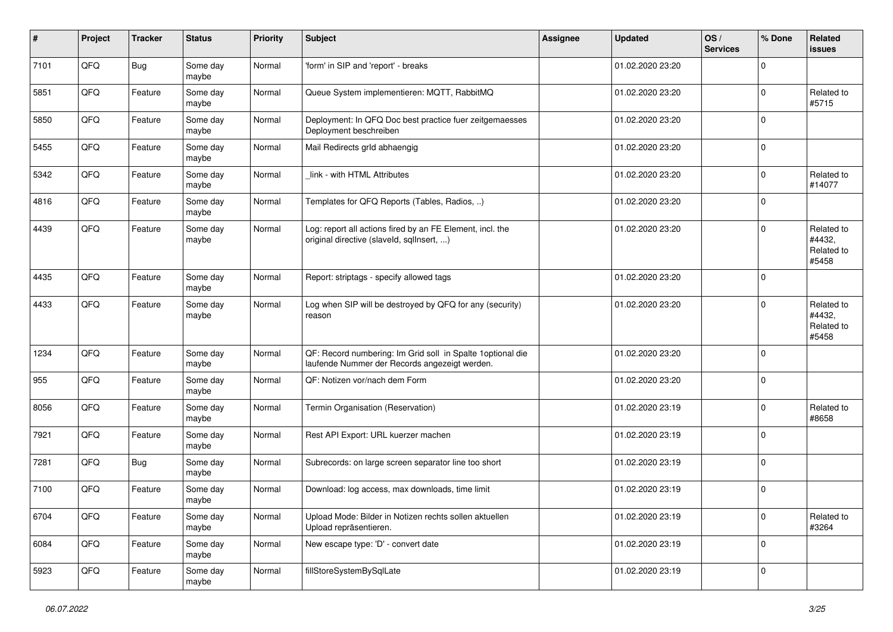| # | Project | Tracker | Status | Priority | Subject | Assignee | Updated | OS / Services | % Done | Related issues |
|---|---|---|---|---|---|---|---|---|---|---|
| 7101 | QFQ | Bug | Some day maybe | Normal | 'form' in SIP and 'report' - breaks | | 01.02.2020 23:20 | | 0 | |
| 5851 | QFQ | Feature | Some day maybe | Normal | Queue System implementieren: MQTT, RabbitMQ | | 01.02.2020 23:20 | | 0 | Related to #5715 |
| 5850 | QFQ | Feature | Some day maybe | Normal | Deployment: In QFQ Doc best practice fuer zeitgemaesses Deployment beschreiben | | 01.02.2020 23:20 | | 0 | |
| 5455 | QFQ | Feature | Some day maybe | Normal | Mail Redirects grId abhaengig | | 01.02.2020 23:20 | | 0 | |
| 5342 | QFQ | Feature | Some day maybe | Normal | _link - with HTML Attributes | | 01.02.2020 23:20 | | 0 | Related to #14077 |
| 4816 | QFQ | Feature | Some day maybe | Normal | Templates for QFQ Reports (Tables, Radios, ..) | | 01.02.2020 23:20 | | 0 | |
| 4439 | QFQ | Feature | Some day maybe | Normal | Log: report all actions fired by an FE Element, incl. the original directive (slaveId, sqlInsert, ...) | | 01.02.2020 23:20 | | 0 | Related to #4432, Related to #5458 |
| 4435 | QFQ | Feature | Some day maybe | Normal | Report: striptags - specify allowed tags | | 01.02.2020 23:20 | | 0 | |
| 4433 | QFQ | Feature | Some day maybe | Normal | Log when SIP will be destroyed by QFQ for any (security) reason | | 01.02.2020 23:20 | | 0 | Related to #4432, Related to #5458 |
| 1234 | QFQ | Feature | Some day maybe | Normal | QF: Record numbering: Im Grid soll in Spalte 1optional die laufende Nummer der Records angezeigt werden. | | 01.02.2020 23:20 | | 0 | |
| 955 | QFQ | Feature | Some day maybe | Normal | QF: Notizen vor/nach dem Form | | 01.02.2020 23:20 | | 0 | |
| 8056 | QFQ | Feature | Some day maybe | Normal | Termin Organisation (Reservation) | | 01.02.2020 23:19 | | 0 | Related to #8658 |
| 7921 | QFQ | Feature | Some day maybe | Normal | Rest API Export: URL kuerzer machen | | 01.02.2020 23:19 | | 0 | |
| 7281 | QFQ | Bug | Some day maybe | Normal | Subrecords: on large screen separator line too short | | 01.02.2020 23:19 | | 0 | |
| 7100 | QFQ | Feature | Some day maybe | Normal | Download: log access, max downloads, time limit | | 01.02.2020 23:19 | | 0 | |
| 6704 | QFQ | Feature | Some day maybe | Normal | Upload Mode: Bilder in Notizen rechts sollen aktuellen Upload repräsentieren. | | 01.02.2020 23:19 | | 0 | Related to #3264 |
| 6084 | QFQ | Feature | Some day maybe | Normal | New escape type: 'D' - convert date | | 01.02.2020 23:19 | | 0 | |
| 5923 | QFQ | Feature | Some day maybe | Normal | fillStoreSystemBySqlLate | | 01.02.2020 23:19 | | 0 | |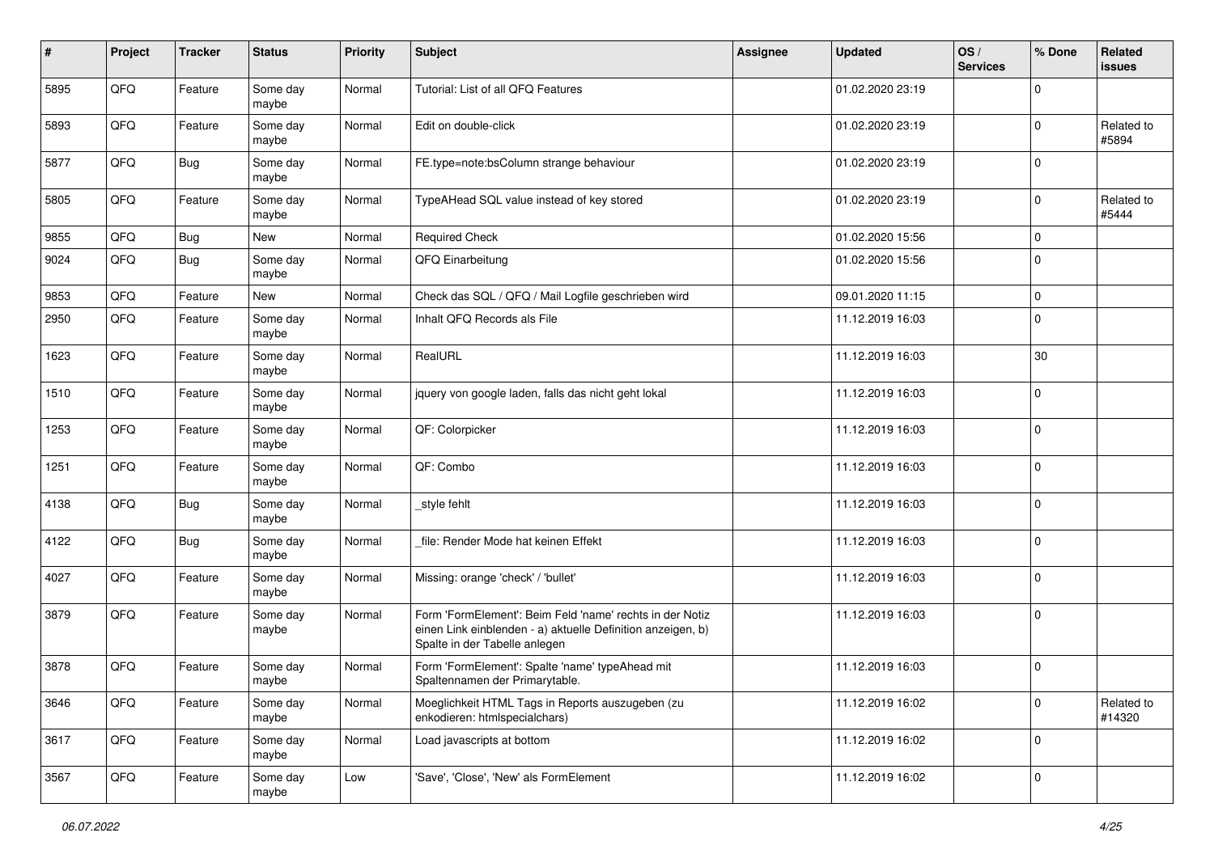| # | Project | Tracker | Status | Priority | Subject | Assignee | Updated | OS / Services | % Done | Related issues |
|---|---|---|---|---|---|---|---|---|---|---|
| 5895 | QFQ | Feature | Some day maybe | Normal | Tutorial: List of all QFQ Features | | 01.02.2020 23:19 | | 0 | |
| 5893 | QFQ | Feature | Some day maybe | Normal | Edit on double-click | | 01.02.2020 23:19 | | 0 | Related to #5894 |
| 5877 | QFQ | Bug | Some day maybe | Normal | FE.type=note:bsColumn strange behaviour | | 01.02.2020 23:19 | | 0 | |
| 5805 | QFQ | Feature | Some day maybe | Normal | TypeAHead SQL value instead of key stored | | 01.02.2020 23:19 | | 0 | Related to #5444 |
| 9855 | QFQ | Bug | New | Normal | Required Check | | 01.02.2020 15:56 | | 0 | |
| 9024 | QFQ | Bug | Some day maybe | Normal | QFQ Einarbeitung | | 01.02.2020 15:56 | | 0 | |
| 9853 | QFQ | Feature | New | Normal | Check das SQL / QFQ / Mail Logfile geschrieben wird | | 09.01.2020 11:15 | | 0 | |
| 2950 | QFQ | Feature | Some day maybe | Normal | Inhalt QFQ Records als File | | 11.12.2019 16:03 | | 0 | |
| 1623 | QFQ | Feature | Some day maybe | Normal | RealURL | | 11.12.2019 16:03 | | 30 | |
| 1510 | QFQ | Feature | Some day maybe | Normal | jquery von google laden, falls das nicht geht lokal | | 11.12.2019 16:03 | | 0 | |
| 1253 | QFQ | Feature | Some day maybe | Normal | QF: Colorpicker | | 11.12.2019 16:03 | | 0 | |
| 1251 | QFQ | Feature | Some day maybe | Normal | QF: Combo | | 11.12.2019 16:03 | | 0 | |
| 4138 | QFQ | Bug | Some day maybe | Normal | _style fehlt | | 11.12.2019 16:03 | | 0 | |
| 4122 | QFQ | Bug | Some day maybe | Normal | _file: Render Mode hat keinen Effekt | | 11.12.2019 16:03 | | 0 | |
| 4027 | QFQ | Feature | Some day maybe | Normal | Missing: orange 'check' / 'bullet' | | 11.12.2019 16:03 | | 0 | |
| 3879 | QFQ | Feature | Some day maybe | Normal | Form 'FormElement': Beim Feld 'name' rechts in der Notiz einen Link einblenden - a) aktuelle Definition anzeigen, b) Spalte in der Tabelle anlegen | | 11.12.2019 16:03 | | 0 | |
| 3878 | QFQ | Feature | Some day maybe | Normal | Form 'FormElement': Spalte 'name' typeAhead mit Spaltennamen der Primarytable. | | 11.12.2019 16:03 | | 0 | |
| 3646 | QFQ | Feature | Some day maybe | Normal | Moeglichkeit HTML Tags in Reports auszugeben (zu enkodieren: htmlspecialchars) | | 11.12.2019 16:02 | | 0 | Related to #14320 |
| 3617 | QFQ | Feature | Some day maybe | Normal | Load javascripts at bottom | | 11.12.2019 16:02 | | 0 | |
| 3567 | QFQ | Feature | Some day maybe | Low | 'Save', 'Close', 'New' als FormElement | | 11.12.2019 16:02 | | 0 | |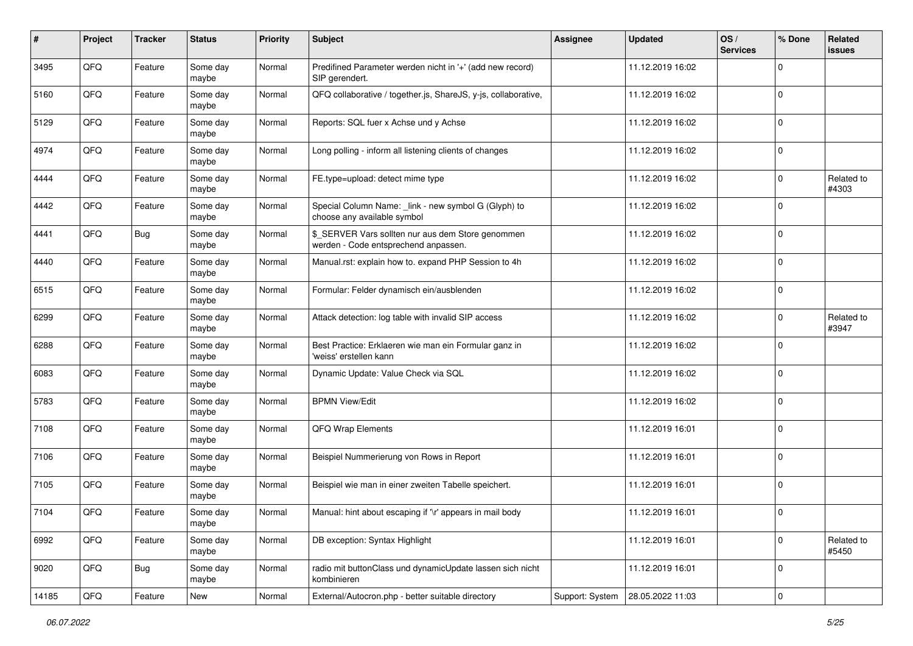| # | Project | Tracker | Status | Priority | Subject | Assignee | Updated | OS / Services | % Done | Related issues |
|---|---|---|---|---|---|---|---|---|---|---|
| 3495 | QFQ | Feature | Some day maybe | Normal | Predifined Parameter werden nicht in '+' (add new record) SIP gerendert. | | 11.12.2019 16:02 | | 0 | |
| 5160 | QFQ | Feature | Some day maybe | Normal | QFQ collaborative / together.js, ShareJS, y-js, collaborative, | | 11.12.2019 16:02 | | 0 | |
| 5129 | QFQ | Feature | Some day maybe | Normal | Reports: SQL fuer x Achse und y Achse | | 11.12.2019 16:02 | | 0 | |
| 4974 | QFQ | Feature | Some day maybe | Normal | Long polling - inform all listening clients of changes | | 11.12.2019 16:02 | | 0 | |
| 4444 | QFQ | Feature | Some day maybe | Normal | FE.type=upload: detect mime type | | 11.12.2019 16:02 | | 0 | Related to #4303 |
| 4442 | QFQ | Feature | Some day maybe | Normal | Special Column Name: _link - new symbol G (Glyph) to choose any available symbol | | 11.12.2019 16:02 | | 0 | |
| 4441 | QFQ | Bug | Some day maybe | Normal | $_SERVER Vars sollten nur aus dem Store genommen werden - Code entsprechend anpassen. | | 11.12.2019 16:02 | | 0 | |
| 4440 | QFQ | Feature | Some day maybe | Normal | Manual.rst: explain how to. expand PHP Session to 4h | | 11.12.2019 16:02 | | 0 | |
| 6515 | QFQ | Feature | Some day maybe | Normal | Formular: Felder dynamisch ein/ausblenden | | 11.12.2019 16:02 | | 0 | |
| 6299 | QFQ | Feature | Some day maybe | Normal | Attack detection: log table with invalid SIP access | | 11.12.2019 16:02 | | 0 | Related to #3947 |
| 6288 | QFQ | Feature | Some day maybe | Normal | Best Practice: Erklaeren wie man ein Formular ganz in 'weiss' erstellen kann | | 11.12.2019 16:02 | | 0 | |
| 6083 | QFQ | Feature | Some day maybe | Normal | Dynamic Update: Value Check via SQL | | 11.12.2019 16:02 | | 0 | |
| 5783 | QFQ | Feature | Some day maybe | Normal | BPMN View/Edit | | 11.12.2019 16:02 | | 0 | |
| 7108 | QFQ | Feature | Some day maybe | Normal | QFQ Wrap Elements | | 11.12.2019 16:01 | | 0 | |
| 7106 | QFQ | Feature | Some day maybe | Normal | Beispiel Nummerierung von Rows in Report | | 11.12.2019 16:01 | | 0 | |
| 7105 | QFQ | Feature | Some day maybe | Normal | Beispiel wie man in einer zweiten Tabelle speichert. | | 11.12.2019 16:01 | | 0 | |
| 7104 | QFQ | Feature | Some day maybe | Normal | Manual: hint about escaping if '\r' appears in mail body | | 11.12.2019 16:01 | | 0 | |
| 6992 | QFQ | Feature | Some day maybe | Normal | DB exception: Syntax Highlight | | 11.12.2019 16:01 | | 0 | Related to #5450 |
| 9020 | QFQ | Bug | Some day maybe | Normal | radio mit buttonClass und dynamicUpdate lassen sich nicht kombinieren | | 11.12.2019 16:01 | | 0 | |
| 14185 | QFQ | Feature | New | Normal | External/Autocron.php - better suitable directory | Support: System | 28.05.2022 11:03 | | 0 | |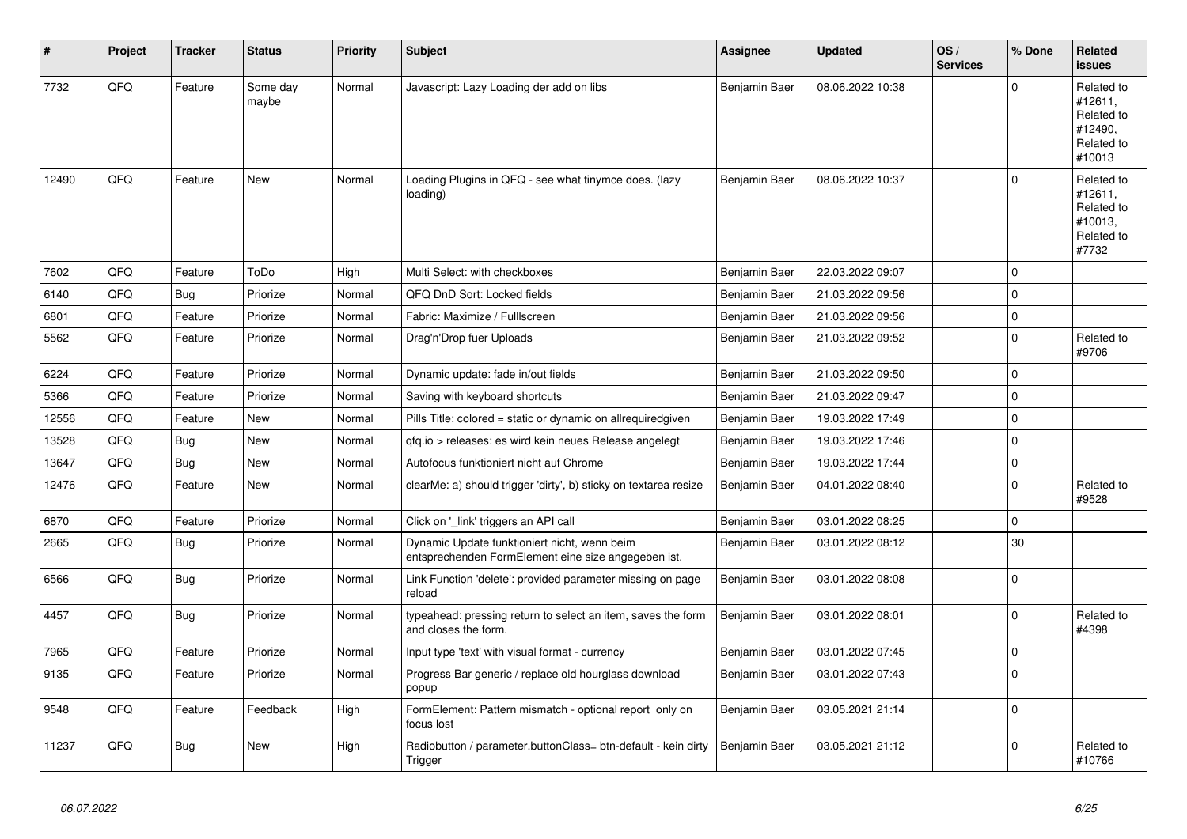| # | Project | Tracker | Status | Priority | Subject | Assignee | Updated | OS / Services | % Done | Related issues |
|---|---|---|---|---|---|---|---|---|---|---|
| 7732 | QFQ | Feature | Some day maybe | Normal | Javascript: Lazy Loading der add on libs | Benjamin Baer | 08.06.2022 10:38 | | 0 | Related to #12611, Related to #12490, Related to #10013 |
| 12490 | QFQ | Feature | New | Normal | Loading Plugins in QFQ - see what tinymce does. (lazy loading) | Benjamin Baer | 08.06.2022 10:37 | | 0 | Related to #12611, Related to #10013, Related to #7732 |
| 7602 | QFQ | Feature | ToDo | High | Multi Select: with checkboxes | Benjamin Baer | 22.03.2022 09:07 | | 0 | |
| 6140 | QFQ | Bug | Priorize | Normal | QFQ DnD Sort: Locked fields | Benjamin Baer | 21.03.2022 09:56 | | 0 | |
| 6801 | QFQ | Feature | Priorize | Normal | Fabric: Maximize / FullIscreen | Benjamin Baer | 21.03.2022 09:56 | | 0 | |
| 5562 | QFQ | Feature | Priorize | Normal | Drag'n'Drop fuer Uploads | Benjamin Baer | 21.03.2022 09:52 | | 0 | Related to #9706 |
| 6224 | QFQ | Feature | Priorize | Normal | Dynamic update: fade in/out fields | Benjamin Baer | 21.03.2022 09:50 | | 0 | |
| 5366 | QFQ | Feature | Priorize | Normal | Saving with keyboard shortcuts | Benjamin Baer | 21.03.2022 09:47 | | 0 | |
| 12556 | QFQ | Feature | New | Normal | Pills Title: colored = static or dynamic on allrequiredgiven | Benjamin Baer | 19.03.2022 17:49 | | 0 | |
| 13528 | QFQ | Bug | New | Normal | qfq.io > releases: es wird kein neues Release angelegt | Benjamin Baer | 19.03.2022 17:46 | | 0 | |
| 13647 | QFQ | Bug | New | Normal | Autofocus funktioniert nicht auf Chrome | Benjamin Baer | 19.03.2022 17:44 | | 0 | |
| 12476 | QFQ | Feature | New | Normal | clearMe: a) should trigger 'dirty', b) sticky on textarea resize | Benjamin Baer | 04.01.2022 08:40 | | 0 | Related to #9528 |
| 6870 | QFQ | Feature | Priorize | Normal | Click on '_link' triggers an API call | Benjamin Baer | 03.01.2022 08:25 | | 0 | |
| 2665 | QFQ | Bug | Priorize | Normal | Dynamic Update funktioniert nicht, wenn beim entsprechenden FormElement eine size angegeben ist. | Benjamin Baer | 03.01.2022 08:12 | | 30 | |
| 6566 | QFQ | Bug | Priorize | Normal | Link Function 'delete': provided parameter missing on page reload | Benjamin Baer | 03.01.2022 08:08 | | 0 | |
| 4457 | QFQ | Bug | Priorize | Normal | typeahead: pressing return to select an item, saves the form and closes the form. | Benjamin Baer | 03.01.2022 08:01 | | 0 | Related to #4398 |
| 7965 | QFQ | Feature | Priorize | Normal | Input type 'text' with visual format - currency | Benjamin Baer | 03.01.2022 07:45 | | 0 | |
| 9135 | QFQ | Feature | Priorize | Normal | Progress Bar generic / replace old hourglass download popup | Benjamin Baer | 03.01.2022 07:43 | | 0 | |
| 9548 | QFQ | Feature | Feedback | High | FormElement: Pattern mismatch - optional report only on focus lost | Benjamin Baer | 03.05.2021 21:14 | | 0 | |
| 11237 | QFQ | Bug | New | High | Radiobutton / parameter.buttonClass= btn-default - kein dirty Trigger | Benjamin Baer | 03.05.2021 21:12 | | 0 | Related to #10766 |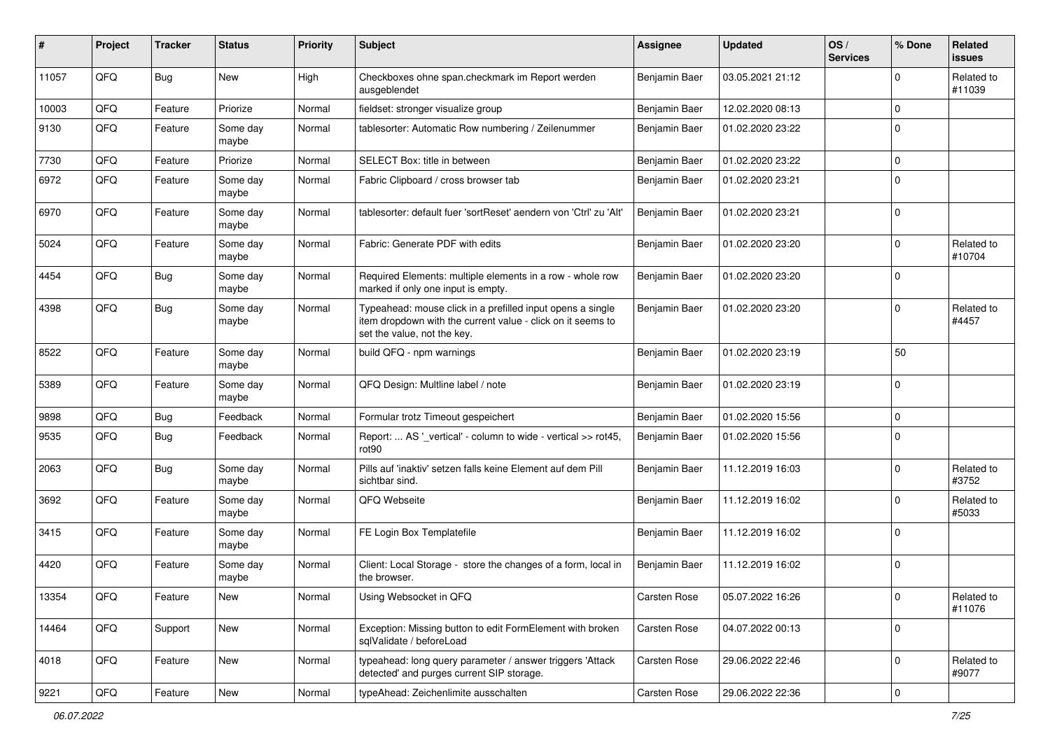| # | Project | Tracker | Status | Priority | Subject | Assignee | Updated | OS / Services | % Done | Related issues |
|---|---|---|---|---|---|---|---|---|---|---|
| 11057 | QFQ | Bug | New | High | Checkboxes ohne span.checkmark im Report werden ausgeblendet | Benjamin Baer | 03.05.2021 21:12 | | 0 | Related to #11039 |
| 10003 | QFQ | Feature | Priorize | Normal | fieldset: stronger visualize group | Benjamin Baer | 12.02.2020 08:13 | | 0 | |
| 9130 | QFQ | Feature | Some day maybe | Normal | tablesorter: Automatic Row numbering / Zeilenummer | Benjamin Baer | 01.02.2020 23:22 | | 0 | |
| 7730 | QFQ | Feature | Priorize | Normal | SELECT Box: title in between | Benjamin Baer | 01.02.2020 23:22 | | 0 | |
| 6972 | QFQ | Feature | Some day maybe | Normal | Fabric Clipboard / cross browser tab | Benjamin Baer | 01.02.2020 23:21 | | 0 | |
| 6970 | QFQ | Feature | Some day maybe | Normal | tablesorter: default fuer 'sortReset' aendern von 'Ctrl' zu 'Alt' | Benjamin Baer | 01.02.2020 23:21 | | 0 | |
| 5024 | QFQ | Feature | Some day maybe | Normal | Fabric: Generate PDF with edits | Benjamin Baer | 01.02.2020 23:20 | | 0 | Related to #10704 |
| 4454 | QFQ | Bug | Some day maybe | Normal | Required Elements: multiple elements in a row - whole row marked if only one input is empty. | Benjamin Baer | 01.02.2020 23:20 | | 0 | |
| 4398 | QFQ | Bug | Some day maybe | Normal | Typeahead: mouse click in a prefilled input opens a single item dropdown with the current value - click on it seems to set the value, not the key. | Benjamin Baer | 01.02.2020 23:20 | | 0 | Related to #4457 |
| 8522 | QFQ | Feature | Some day maybe | Normal | build QFQ - npm warnings | Benjamin Baer | 01.02.2020 23:19 | | 50 | |
| 5389 | QFQ | Feature | Some day maybe | Normal | QFQ Design: Multline label / note | Benjamin Baer | 01.02.2020 23:19 | | 0 | |
| 9898 | QFQ | Bug | Feedback | Normal | Formular trotz Timeout gespeichert | Benjamin Baer | 01.02.2020 15:56 | | 0 | |
| 9535 | QFQ | Bug | Feedback | Normal | Report: ... AS '_vertical' - column to wide - vertical >> rot45, rot90 | Benjamin Baer | 01.02.2020 15:56 | | 0 | |
| 2063 | QFQ | Bug | Some day maybe | Normal | Pills auf 'inaktiv' setzen falls keine Element auf dem Pill sichtbar sind. | Benjamin Baer | 11.12.2019 16:03 | | 0 | Related to #3752 |
| 3692 | QFQ | Feature | Some day maybe | Normal | QFQ Webseite | Benjamin Baer | 11.12.2019 16:02 | | 0 | Related to #5033 |
| 3415 | QFQ | Feature | Some day maybe | Normal | FE Login Box Templatefile | Benjamin Baer | 11.12.2019 16:02 | | 0 | |
| 4420 | QFQ | Feature | Some day maybe | Normal | Client: Local Storage - store the changes of a form, local in the browser. | Benjamin Baer | 11.12.2019 16:02 | | 0 | |
| 13354 | QFQ | Feature | New | Normal | Using Websocket in QFQ | Carsten Rose | 05.07.2022 16:26 | | 0 | Related to #11076 |
| 14464 | QFQ | Support | New | Normal | Exception: Missing button to edit FormElement with broken sqlValidate / beforeLoad | Carsten Rose | 04.07.2022 00:13 | | 0 | |
| 4018 | QFQ | Feature | New | Normal | typeahead: long query parameter / answer triggers 'Attack detected' and purges current SIP storage. | Carsten Rose | 29.06.2022 22:46 | | 0 | Related to #9077 |
| 9221 | QFQ | Feature | New | Normal | typeAhead: Zeichenlimite ausschalten | Carsten Rose | 29.06.2022 22:36 | | 0 | |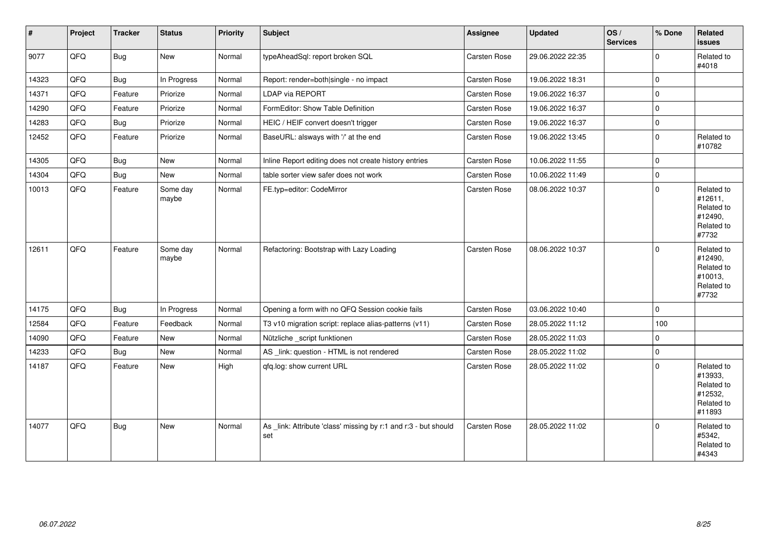| # | Project | Tracker | Status | Priority | Subject | Assignee | Updated | OS / Services | % Done | Related issues |
|---|---|---|---|---|---|---|---|---|---|---|
| 9077 | QFQ | Bug | New | Normal | typeAheadSql: report broken SQL | Carsten Rose | 29.06.2022 22:35 | | 0 | Related to #4018 |
| 14323 | QFQ | Bug | In Progress | Normal | Report: render=both\|single - no impact | Carsten Rose | 19.06.2022 18:31 | | 0 | |
| 14371 | QFQ | Feature | Priorize | Normal | LDAP via REPORT | Carsten Rose | 19.06.2022 16:37 | | 0 | |
| 14290 | QFQ | Feature | Priorize | Normal | FormEditor: Show Table Definition | Carsten Rose | 19.06.2022 16:37 | | 0 | |
| 14283 | QFQ | Bug | Priorize | Normal | HEIC / HEIF convert doesn't trigger | Carsten Rose | 19.06.2022 16:37 | | 0 | |
| 12452 | QFQ | Feature | Priorize | Normal | BaseURL: alsways with '/' at the end | Carsten Rose | 19.06.2022 13:45 | | 0 | Related to #10782 |
| 14305 | QFQ | Bug | New | Normal | Inline Report editing does not create history entries | Carsten Rose | 10.06.2022 11:55 | | 0 | |
| 14304 | QFQ | Bug | New | Normal | table sorter view safer does not work | Carsten Rose | 10.06.2022 11:49 | | 0 | |
| 10013 | QFQ | Feature | Some day maybe | Normal | FE.typ=editor: CodeMirror | Carsten Rose | 08.06.2022 10:37 | | 0 | Related to #12611, Related to #12490, Related to #7732 |
| 12611 | QFQ | Feature | Some day maybe | Normal | Refactoring: Bootstrap with Lazy Loading | Carsten Rose | 08.06.2022 10:37 | | 0 | Related to #12490, Related to #10013, Related to #7732 |
| 14175 | QFQ | Bug | In Progress | Normal | Opening a form with no QFQ Session cookie fails | Carsten Rose | 03.06.2022 10:40 | | 0 | |
| 12584 | QFQ | Feature | Feedback | Normal | T3 v10 migration script: replace alias-patterns (v11) | Carsten Rose | 28.05.2022 11:12 | | 100 | |
| 14090 | QFQ | Feature | New | Normal | Nützliche _script funktionen | Carsten Rose | 28.05.2022 11:03 | | 0 | |
| 14233 | QFQ | Bug | New | Normal | AS _link: question - HTML is not rendered | Carsten Rose | 28.05.2022 11:02 | | 0 | |
| 14187 | QFQ | Feature | New | High | qfq.log: show current URL | Carsten Rose | 28.05.2022 11:02 | | 0 | Related to #13933, Related to #12532, Related to #11893 |
| 14077 | QFQ | Bug | New | Normal | As _link: Attribute 'class' missing by r:1 and r:3 - but should set | Carsten Rose | 28.05.2022 11:02 | | 0 | Related to #5342, Related to #4343 |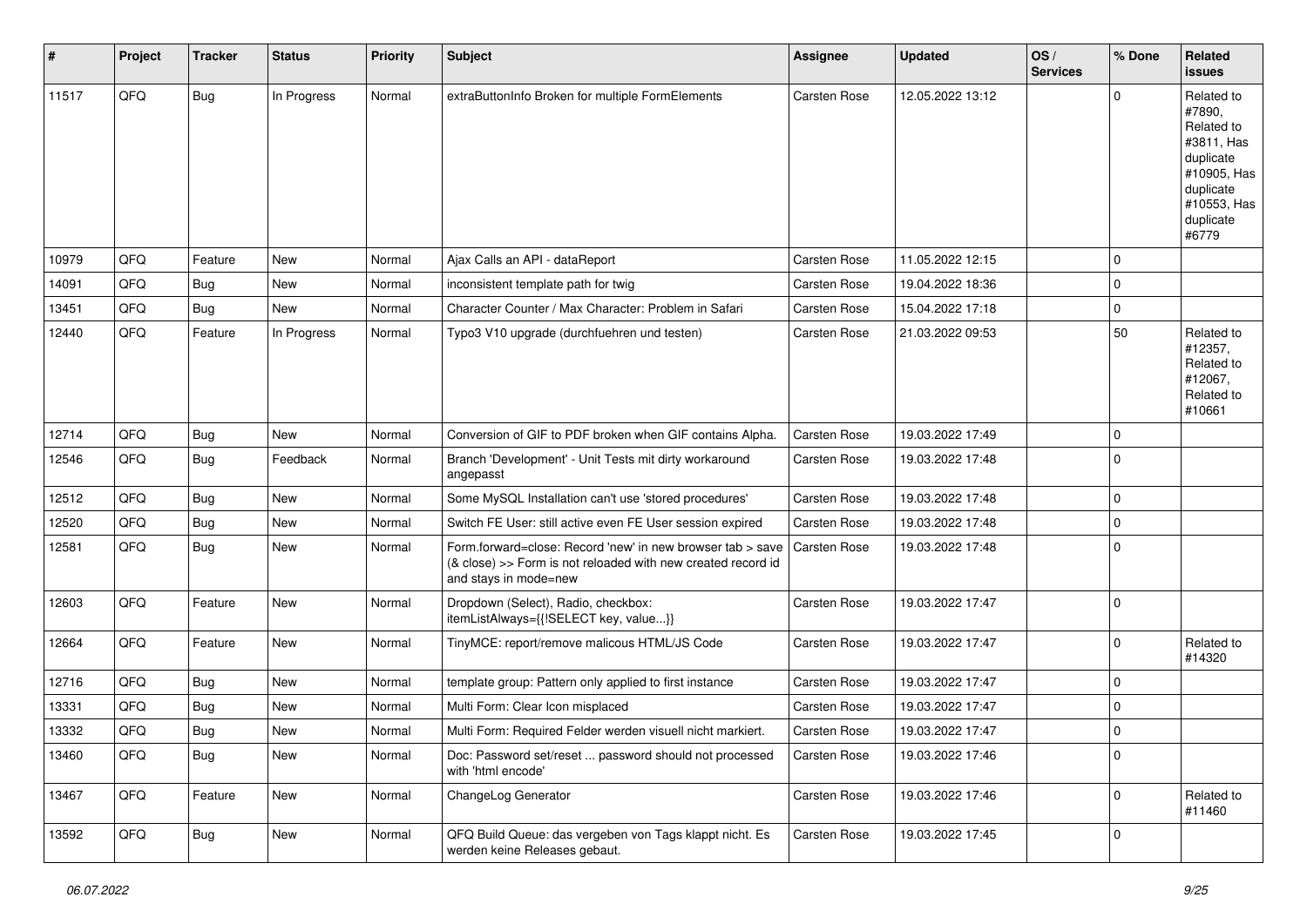| # | Project | Tracker | Status | Priority | Subject | Assignee | Updated | OS / Services | % Done | Related issues |
|---|---|---|---|---|---|---|---|---|---|---|
| 11517 | QFQ | Bug | In Progress | Normal | extraButtonInfo Broken for multiple FormElements | Carsten Rose | 12.05.2022 13:12 | | 0 | Related to #7890, Related to #3811, Has duplicate #10905, Has duplicate #10553, Has duplicate #6779 |
| 10979 | QFQ | Feature | New | Normal | Ajax Calls an API - dataReport | Carsten Rose | 11.05.2022 12:15 | | 0 | |
| 14091 | QFQ | Bug | New | Normal | inconsistent template path for twig | Carsten Rose | 19.04.2022 18:36 | | 0 | |
| 13451 | QFQ | Bug | New | Normal | Character Counter / Max Character: Problem in Safari | Carsten Rose | 15.04.2022 17:18 | | 0 | |
| 12440 | QFQ | Feature | In Progress | Normal | Typo3 V10 upgrade (durchfuehren und testen) | Carsten Rose | 21.03.2022 09:53 | | 50 | Related to #12357, Related to #12067, Related to #10661 |
| 12714 | QFQ | Bug | New | Normal | Conversion of GIF to PDF broken when GIF contains Alpha. | Carsten Rose | 19.03.2022 17:49 | | 0 | |
| 12546 | QFQ | Bug | Feedback | Normal | Branch 'Development' - Unit Tests mit dirty workaround angepasst | Carsten Rose | 19.03.2022 17:48 | | 0 | |
| 12512 | QFQ | Bug | New | Normal | Some MySQL Installation can't use 'stored procedures' | Carsten Rose | 19.03.2022 17:48 | | 0 | |
| 12520 | QFQ | Bug | New | Normal | Switch FE User: still active even FE User session expired | Carsten Rose | 19.03.2022 17:48 | | 0 | |
| 12581 | QFQ | Bug | New | Normal | Form.forward=close: Record 'new' in new browser tab > save (& close) >> Form is not reloaded with new created record id and stays in mode=new | Carsten Rose | 19.03.2022 17:48 | | 0 | |
| 12603 | QFQ | Feature | New | Normal | Dropdown (Select), Radio, checkbox: itemListAlways={{!SELECT key, value...}} | Carsten Rose | 19.03.2022 17:47 | | 0 | |
| 12664 | QFQ | Feature | New | Normal | TinyMCE: report/remove malicous HTML/JS Code | Carsten Rose | 19.03.2022 17:47 | | 0 | Related to #14320 |
| 12716 | QFQ | Bug | New | Normal | template group: Pattern only applied to first instance | Carsten Rose | 19.03.2022 17:47 | | 0 | |
| 13331 | QFQ | Bug | New | Normal | Multi Form: Clear Icon misplaced | Carsten Rose | 19.03.2022 17:47 | | 0 | |
| 13332 | QFQ | Bug | New | Normal | Multi Form: Required Felder werden visuell nicht markiert. | Carsten Rose | 19.03.2022 17:47 | | 0 | |
| 13460 | QFQ | Bug | New | Normal | Doc: Password set/reset ... password should not processed with 'html encode' | Carsten Rose | 19.03.2022 17:46 | | 0 | |
| 13467 | QFQ | Feature | New | Normal | ChangeLog Generator | Carsten Rose | 19.03.2022 17:46 | | 0 | Related to #11460 |
| 13592 | QFQ | Bug | New | Normal | QFQ Build Queue: das vergeben von Tags klappt nicht. Es werden keine Releases gebaut. | Carsten Rose | 19.03.2022 17:45 | | 0 | |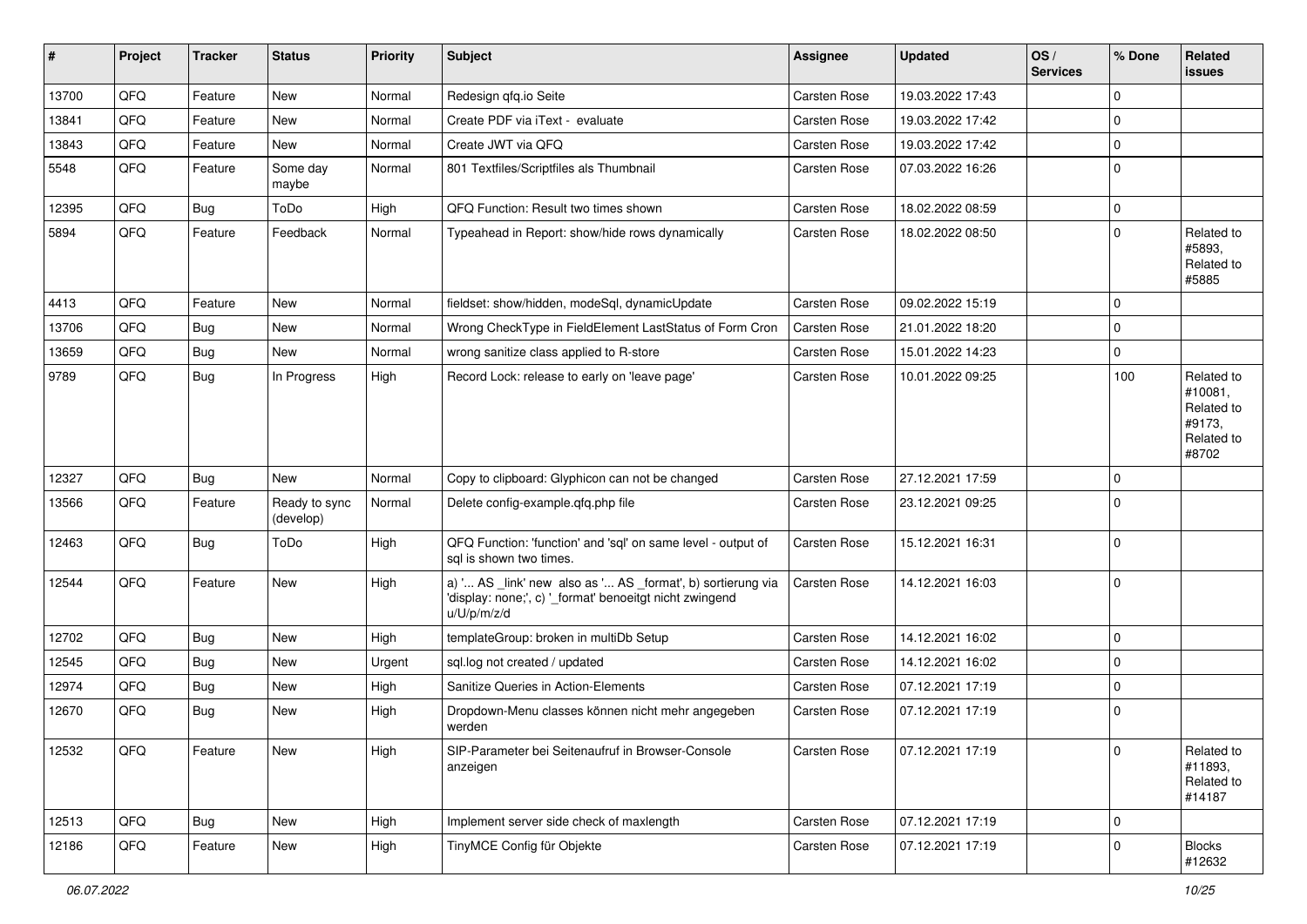| # | Project | Tracker | Status | Priority | Subject | Assignee | Updated | OS / Services | % Done | Related issues |
|---|---|---|---|---|---|---|---|---|---|---|
| 13700 | QFQ | Feature | New | Normal | Redesign qfq.io Seite | Carsten Rose | 19.03.2022 17:43 | | 0 | |
| 13841 | QFQ | Feature | New | Normal | Create PDF via iText - evaluate | Carsten Rose | 19.03.2022 17:42 | | 0 | |
| 13843 | QFQ | Feature | New | Normal | Create JWT via QFQ | Carsten Rose | 19.03.2022 17:42 | | 0 | |
| 5548 | QFQ | Feature | Some day maybe | Normal | 801 Textfiles/Scriptfiles als Thumbnail | Carsten Rose | 07.03.2022 16:26 | | 0 | |
| 12395 | QFQ | Bug | ToDo | High | QFQ Function: Result two times shown | Carsten Rose | 18.02.2022 08:59 | | 0 | |
| 5894 | QFQ | Feature | Feedback | Normal | Typeahead in Report: show/hide rows dynamically | Carsten Rose | 18.02.2022 08:50 | | 0 | Related to #5893, Related to #5885 |
| 4413 | QFQ | Feature | New | Normal | fieldset: show/hidden, modeSql, dynamicUpdate | Carsten Rose | 09.02.2022 15:19 | | 0 | |
| 13706 | QFQ | Bug | New | Normal | Wrong CheckType in FieldElement LastStatus of Form Cron | Carsten Rose | 21.01.2022 18:20 | | 0 | |
| 13659 | QFQ | Bug | New | Normal | wrong sanitize class applied to R-store | Carsten Rose | 15.01.2022 14:23 | | 0 | |
| 9789 | QFQ | Bug | In Progress | High | Record Lock: release to early on 'leave page' | Carsten Rose | 10.01.2022 09:25 | | 100 | Related to #10081, Related to #9173, Related to #8702 |
| 12327 | QFQ | Bug | New | Normal | Copy to clipboard: Glyphicon can not be changed | Carsten Rose | 27.12.2021 17:59 | | 0 | |
| 13566 | QFQ | Feature | Ready to sync (develop) | Normal | Delete config-example.qfq.php file | Carsten Rose | 23.12.2021 09:25 | | 0 | |
| 12463 | QFQ | Bug | ToDo | High | QFQ Function: 'function' and 'sql' on same level - output of sql is shown two times. | Carsten Rose | 15.12.2021 16:31 | | 0 | |
| 12544 | QFQ | Feature | New | High | a) '... AS _link' new also as '... AS _format', b) sortierung via 'display: none;', c) '_format' benoeitgt nicht zwingend u/U/p/m/z/d | Carsten Rose | 14.12.2021 16:03 | | 0 | |
| 12702 | QFQ | Bug | New | High | templateGroup: broken in multiDb Setup | Carsten Rose | 14.12.2021 16:02 | | 0 | |
| 12545 | QFQ | Bug | New | Urgent | sql.log not created / updated | Carsten Rose | 14.12.2021 16:02 | | 0 | |
| 12974 | QFQ | Bug | New | High | Sanitize Queries in Action-Elements | Carsten Rose | 07.12.2021 17:19 | | 0 | |
| 12670 | QFQ | Bug | New | High | Dropdown-Menu classes können nicht mehr angegeben werden | Carsten Rose | 07.12.2021 17:19 | | 0 | |
| 12532 | QFQ | Feature | New | High | SIP-Parameter bei Seitenaufruf in Browser-Console anzeigen | Carsten Rose | 07.12.2021 17:19 | | 0 | Related to #11893, Related to #14187 |
| 12513 | QFQ | Bug | New | High | Implement server side check of maxlength | Carsten Rose | 07.12.2021 17:19 | | 0 | |
| 12186 | QFQ | Feature | New | High | TinyMCE Config für Objekte | Carsten Rose | 07.12.2021 17:19 | | 0 | Blocks #12632 |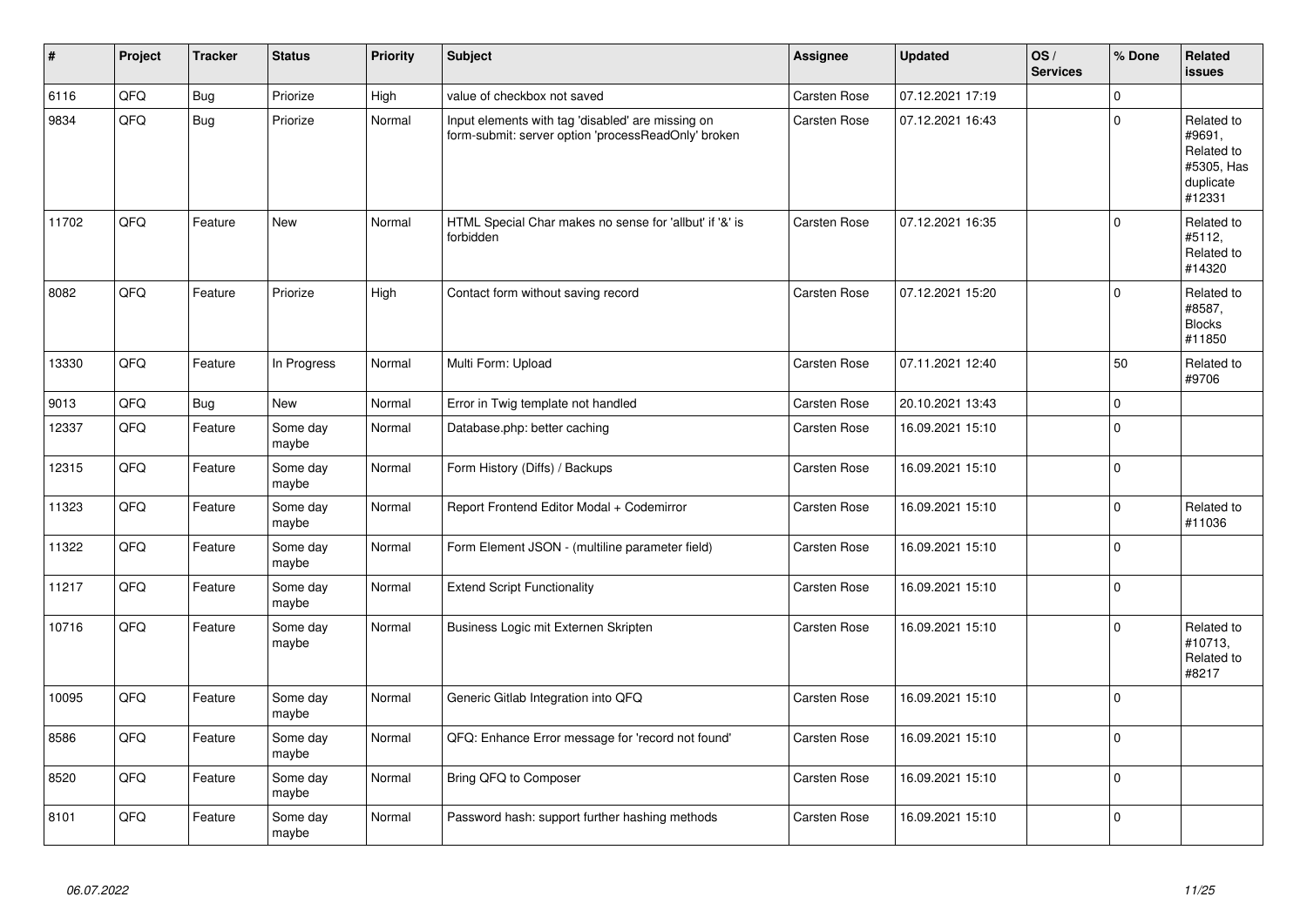| # | Project | Tracker | Status | Priority | Subject | Assignee | Updated | OS / Services | % Done | Related issues |
|---|---|---|---|---|---|---|---|---|---|---|
| 6116 | QFQ | Bug | Priorize | High | value of checkbox not saved | Carsten Rose | 07.12.2021 17:19 | | 0 | |
| 9834 | QFQ | Bug | Priorize | Normal | Input elements with tag 'disabled' are missing on form-submit: server option 'processReadOnly' broken | Carsten Rose | 07.12.2021 16:43 | | 0 | Related to #9691, Related to #5305, Has duplicate #12331 |
| 11702 | QFQ | Feature | New | Normal | HTML Special Char makes no sense for 'allbut' if '&' is forbidden | Carsten Rose | 07.12.2021 16:35 | | 0 | Related to #5112, Related to #14320 |
| 8082 | QFQ | Feature | Priorize | High | Contact form without saving record | Carsten Rose | 07.12.2021 15:20 | | 0 | Related to #8587, Blocks #11850 |
| 13330 | QFQ | Feature | In Progress | Normal | Multi Form: Upload | Carsten Rose | 07.11.2021 12:40 | | 50 | Related to #9706 |
| 9013 | QFQ | Bug | New | Normal | Error in Twig template not handled | Carsten Rose | 20.10.2021 13:43 | | 0 | |
| 12337 | QFQ | Feature | Some day maybe | Normal | Database.php: better caching | Carsten Rose | 16.09.2021 15:10 | | 0 | |
| 12315 | QFQ | Feature | Some day maybe | Normal | Form History (Diffs) / Backups | Carsten Rose | 16.09.2021 15:10 | | 0 | |
| 11323 | QFQ | Feature | Some day maybe | Normal | Report Frontend Editor Modal + Codemirror | Carsten Rose | 16.09.2021 15:10 | | 0 | Related to #11036 |
| 11322 | QFQ | Feature | Some day maybe | Normal | Form Element JSON - (multiline parameter field) | Carsten Rose | 16.09.2021 15:10 | | 0 | |
| 11217 | QFQ | Feature | Some day maybe | Normal | Extend Script Functionality | Carsten Rose | 16.09.2021 15:10 | | 0 | |
| 10716 | QFQ | Feature | Some day maybe | Normal | Business Logic mit Externen Skripten | Carsten Rose | 16.09.2021 15:10 | | 0 | Related to #10713, Related to #8217 |
| 10095 | QFQ | Feature | Some day maybe | Normal | Generic Gitlab Integration into QFQ | Carsten Rose | 16.09.2021 15:10 | | 0 | |
| 8586 | QFQ | Feature | Some day maybe | Normal | QFQ: Enhance Error message for 'record not found' | Carsten Rose | 16.09.2021 15:10 | | 0 | |
| 8520 | QFQ | Feature | Some day maybe | Normal | Bring QFQ to Composer | Carsten Rose | 16.09.2021 15:10 | | 0 | |
| 8101 | QFQ | Feature | Some day maybe | Normal | Password hash: support further hashing methods | Carsten Rose | 16.09.2021 15:10 | | 0 | |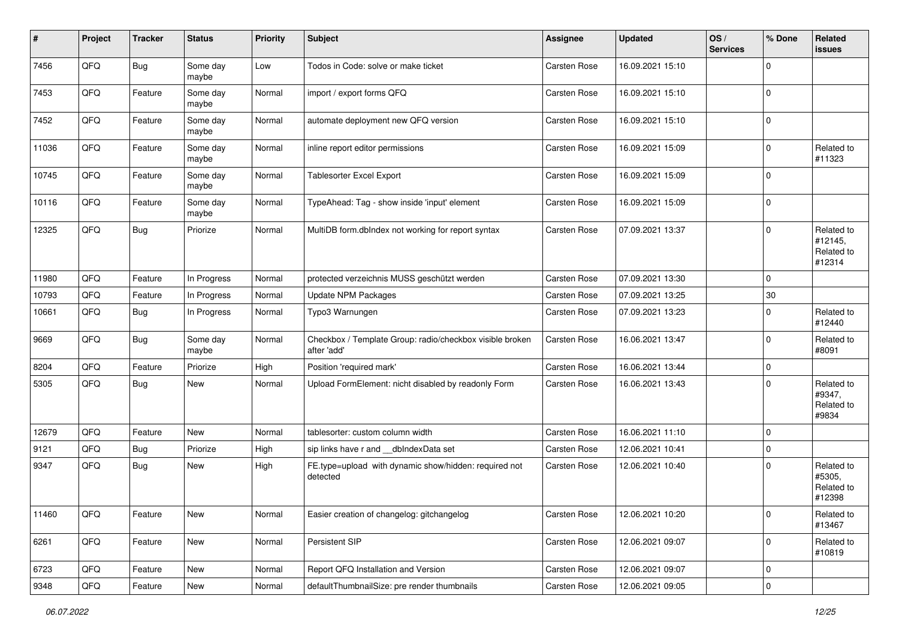| # | Project | Tracker | Status | Priority | Subject | Assignee | Updated | OS / Services | % Done | Related issues |
|---|---|---|---|---|---|---|---|---|---|---|
| 7456 | QFQ | Bug | Some day maybe | Low | Todos in Code: solve or make ticket | Carsten Rose | 16.09.2021 15:10 | | 0 | |
| 7453 | QFQ | Feature | Some day maybe | Normal | import / export forms QFQ | Carsten Rose | 16.09.2021 15:10 | | 0 | |
| 7452 | QFQ | Feature | Some day maybe | Normal | automate deployment new QFQ version | Carsten Rose | 16.09.2021 15:10 | | 0 | |
| 11036 | QFQ | Feature | Some day maybe | Normal | inline report editor permissions | Carsten Rose | 16.09.2021 15:09 | | 0 | Related to #11323 |
| 10745 | QFQ | Feature | Some day maybe | Normal | Tablesorter Excel Export | Carsten Rose | 16.09.2021 15:09 | | 0 | |
| 10116 | QFQ | Feature | Some day maybe | Normal | TypeAhead: Tag - show inside 'input' element | Carsten Rose | 16.09.2021 15:09 | | 0 | |
| 12325 | QFQ | Bug | Priorize | Normal | MultiDB form.dbIndex not working for report syntax | Carsten Rose | 07.09.2021 13:37 | | 0 | Related to #12145, Related to #12314 |
| 11980 | QFQ | Feature | In Progress | Normal | protected verzeichnis MUSS geschützt werden | Carsten Rose | 07.09.2021 13:30 | | 0 | |
| 10793 | QFQ | Feature | In Progress | Normal | Update NPM Packages | Carsten Rose | 07.09.2021 13:25 | | 30 | |
| 10661 | QFQ | Bug | In Progress | Normal | Typo3 Warnungen | Carsten Rose | 07.09.2021 13:23 | | 0 | Related to #12440 |
| 9669 | QFQ | Bug | Some day maybe | Normal | Checkbox / Template Group: radio/checkbox visible broken after 'add' | Carsten Rose | 16.06.2021 13:47 | | 0 | Related to #8091 |
| 8204 | QFQ | Feature | Priorize | High | Position 'required mark' | Carsten Rose | 16.06.2021 13:44 | | 0 | |
| 5305 | QFQ | Bug | New | Normal | Upload FormElement: nicht disabled by readonly Form | Carsten Rose | 16.06.2021 13:43 | | 0 | Related to #9347, Related to #9834 |
| 12679 | QFQ | Feature | New | Normal | tablesorter: custom column width | Carsten Rose | 16.06.2021 11:10 | | 0 | |
| 9121 | QFQ | Bug | Priorize | High | sip links have r and __dbIndexData set | Carsten Rose | 12.06.2021 10:41 | | 0 | |
| 9347 | QFQ | Bug | New | High | FE.type=upload with dynamic show/hidden: required not detected | Carsten Rose | 12.06.2021 10:40 | | 0 | Related to #5305, Related to #12398 |
| 11460 | QFQ | Feature | New | Normal | Easier creation of changelog: gitchangelog | Carsten Rose | 12.06.2021 10:20 | | 0 | Related to #13467 |
| 6261 | QFQ | Feature | New | Normal | Persistent SIP | Carsten Rose | 12.06.2021 09:07 | | 0 | Related to #10819 |
| 6723 | QFQ | Feature | New | Normal | Report QFQ Installation and Version | Carsten Rose | 12.06.2021 09:07 | | 0 | |
| 9348 | QFQ | Feature | New | Normal | defaultThumbnailSize: pre render thumbnails | Carsten Rose | 12.06.2021 09:05 | | 0 | |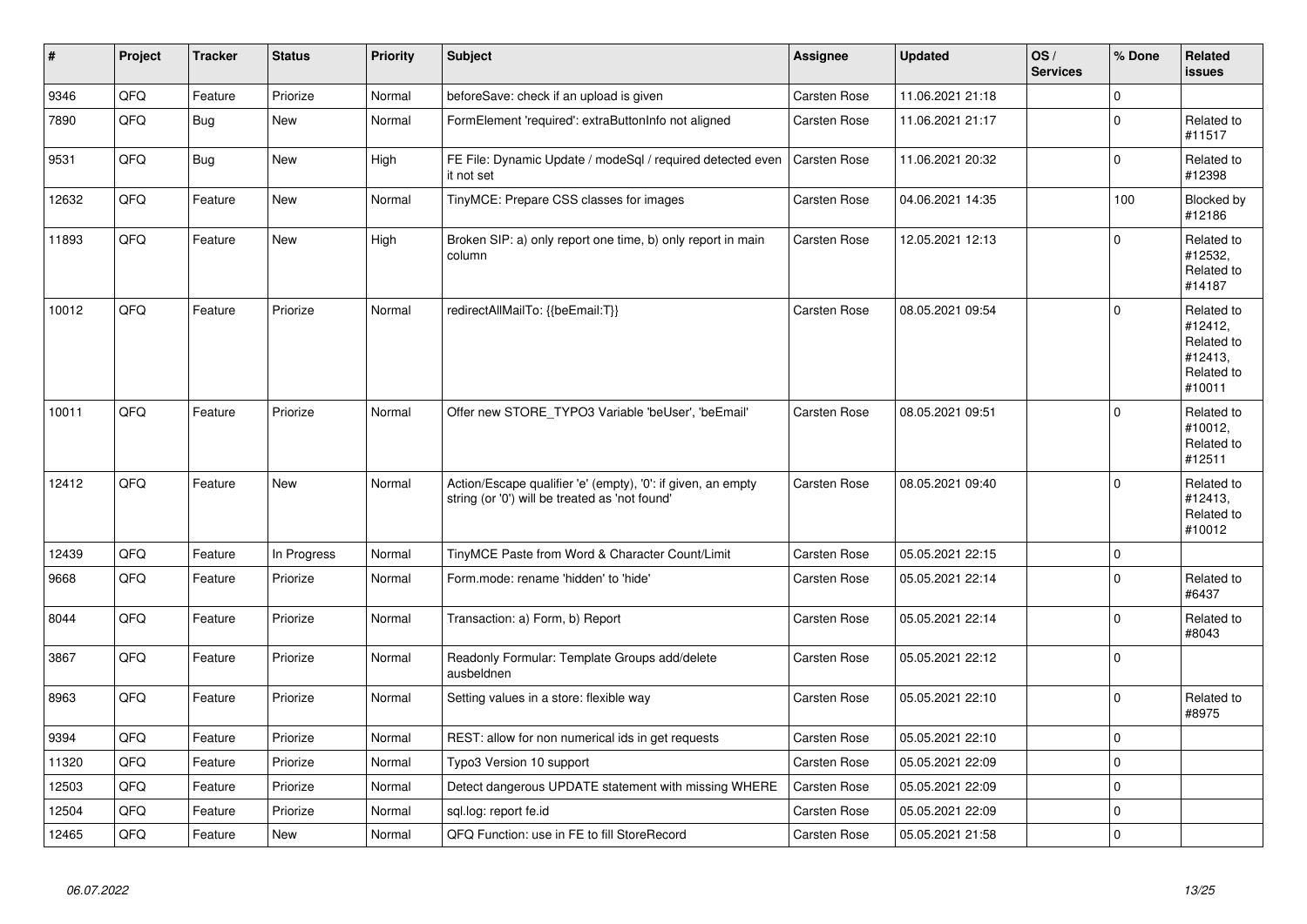| # | Project | Tracker | Status | Priority | Subject | Assignee | Updated | OS / Services | % Done | Related issues |
|---|---|---|---|---|---|---|---|---|---|---|
| 9346 | QFQ | Feature | Priorize | Normal | beforeSave: check if an upload is given | Carsten Rose | 11.06.2021 21:18 | | 0 | |
| 7890 | QFQ | Bug | New | Normal | FormElement 'required': extraButtonInfo not aligned | Carsten Rose | 11.06.2021 21:17 | | 0 | Related to #11517 |
| 9531 | QFQ | Bug | New | High | FE File: Dynamic Update / modeSql / required detected even it not set | Carsten Rose | 11.06.2021 20:32 | | 0 | Related to #12398 |
| 12632 | QFQ | Feature | New | Normal | TinyMCE: Prepare CSS classes for images | Carsten Rose | 04.06.2021 14:35 | | 100 | Blocked by #12186 |
| 11893 | QFQ | Feature | New | High | Broken SIP: a) only report one time, b) only report in main column | Carsten Rose | 12.05.2021 12:13 | | 0 | Related to #12532, Related to #14187 |
| 10012 | QFQ | Feature | Priorize | Normal | redirectAllMailTo: {{beEmail:T}} | Carsten Rose | 08.05.2021 09:54 | | 0 | Related to #12412, Related to #12413, Related to #10011 |
| 10011 | QFQ | Feature | Priorize | Normal | Offer new STORE_TYPO3 Variable 'beUser', 'beEmail' | Carsten Rose | 08.05.2021 09:51 | | 0 | Related to #10012, Related to #12511 |
| 12412 | QFQ | Feature | New | Normal | Action/Escape qualifier 'e' (empty), '0': if given, an empty string (or '0') will be treated as 'not found' | Carsten Rose | 08.05.2021 09:40 | | 0 | Related to #12413, Related to #10012 |
| 12439 | QFQ | Feature | In Progress | Normal | TinyMCE Paste from Word & Character Count/Limit | Carsten Rose | 05.05.2021 22:15 | | 0 | |
| 9668 | QFQ | Feature | Priorize | Normal | Form.mode: rename 'hidden' to 'hide' | Carsten Rose | 05.05.2021 22:14 | | 0 | Related to #6437 |
| 8044 | QFQ | Feature | Priorize | Normal | Transaction: a) Form, b) Report | Carsten Rose | 05.05.2021 22:14 | | 0 | Related to #8043 |
| 3867 | QFQ | Feature | Priorize | Normal | Readonly Formular: Template Groups add/delete ausbeldnen | Carsten Rose | 05.05.2021 22:12 | | 0 | |
| 8963 | QFQ | Feature | Priorize | Normal | Setting values in a store: flexible way | Carsten Rose | 05.05.2021 22:10 | | 0 | Related to #8975 |
| 9394 | QFQ | Feature | Priorize | Normal | REST: allow for non numerical ids in get requests | Carsten Rose | 05.05.2021 22:10 | | 0 | |
| 11320 | QFQ | Feature | Priorize | Normal | Typo3 Version 10 support | Carsten Rose | 05.05.2021 22:09 | | 0 | |
| 12503 | QFQ | Feature | Priorize | Normal | Detect dangerous UPDATE statement with missing WHERE | Carsten Rose | 05.05.2021 22:09 | | 0 | |
| 12504 | QFQ | Feature | Priorize | Normal | sql.log: report fe.id | Carsten Rose | 05.05.2021 22:09 | | 0 | |
| 12465 | QFQ | Feature | New | Normal | QFQ Function: use in FE to fill StoreRecord | Carsten Rose | 05.05.2021 21:58 | | 0 | |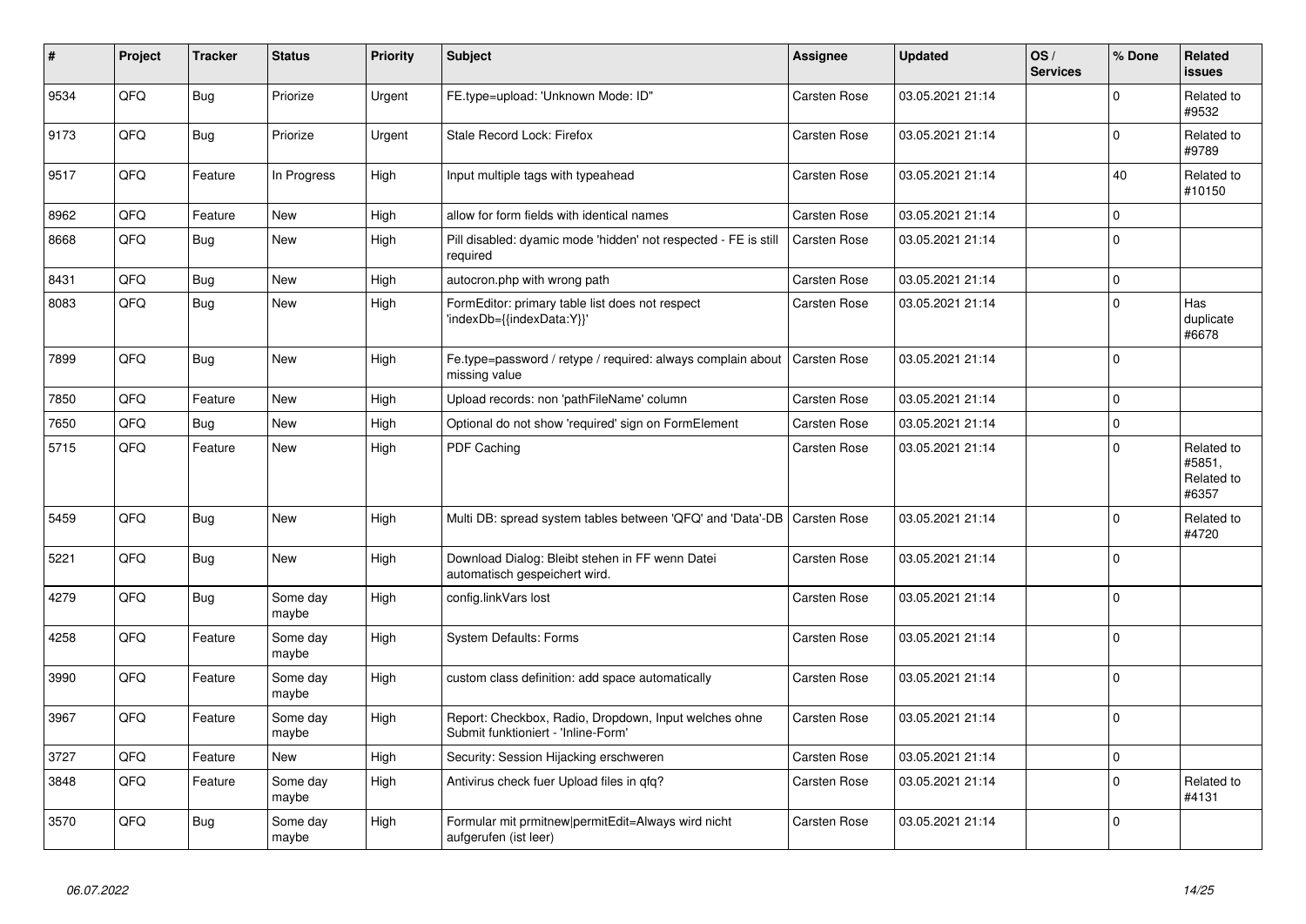| # | Project | Tracker | Status | Priority | Subject | Assignee | Updated | OS / Services | % Done | Related issues |
|---|---|---|---|---|---|---|---|---|---|---|
| 9534 | QFQ | Bug | Priorize | Urgent | FE.type=upload: 'Unknown Mode: ID" | Carsten Rose | 03.05.2021 21:14 | | 0 | Related to #9532 |
| 9173 | QFQ | Bug | Priorize | Urgent | Stale Record Lock: Firefox | Carsten Rose | 03.05.2021 21:14 | | 0 | Related to #9789 |
| 9517 | QFQ | Feature | In Progress | High | Input multiple tags with typeahead | Carsten Rose | 03.05.2021 21:14 | | 40 | Related to #10150 |
| 8962 | QFQ | Feature | New | High | allow for form fields with identical names | Carsten Rose | 03.05.2021 21:14 | | 0 | |
| 8668 | QFQ | Bug | New | High | Pill disabled: dyamic mode 'hidden' not respected - FE is still required | Carsten Rose | 03.05.2021 21:14 | | 0 | |
| 8431 | QFQ | Bug | New | High | autocron.php with wrong path | Carsten Rose | 03.05.2021 21:14 | | 0 | |
| 8083 | QFQ | Bug | New | High | FormEditor: primary table list does not respect 'indexDb={{indexData:Y}}' | Carsten Rose | 03.05.2021 21:14 | | 0 | Has duplicate #6678 |
| 7899 | QFQ | Bug | New | High | Fe.type=password / retype / required: always complain about missing value | Carsten Rose | 03.05.2021 21:14 | | 0 | |
| 7850 | QFQ | Feature | New | High | Upload records: non 'pathFileName' column | Carsten Rose | 03.05.2021 21:14 | | 0 | |
| 7650 | QFQ | Bug | New | High | Optional do not show 'required' sign on FormElement | Carsten Rose | 03.05.2021 21:14 | | 0 | |
| 5715 | QFQ | Feature | New | High | PDF Caching | Carsten Rose | 03.05.2021 21:14 | | 0 | Related to #5851, Related to #6357 |
| 5459 | QFQ | Bug | New | High | Multi DB: spread system tables between 'QFQ' and 'Data'-DB | Carsten Rose | 03.05.2021 21:14 | | 0 | Related to #4720 |
| 5221 | QFQ | Bug | New | High | Download Dialog: Bleibt stehen in FF wenn Datei automatisch gespeichert wird. | Carsten Rose | 03.05.2021 21:14 | | 0 | |
| 4279 | QFQ | Bug | Some day maybe | High | config.linkVars lost | Carsten Rose | 03.05.2021 21:14 | | 0 | |
| 4258 | QFQ | Feature | Some day maybe | High | System Defaults: Forms | Carsten Rose | 03.05.2021 21:14 | | 0 | |
| 3990 | QFQ | Feature | Some day maybe | High | custom class definition: add space automatically | Carsten Rose | 03.05.2021 21:14 | | 0 | |
| 3967 | QFQ | Feature | Some day maybe | High | Report: Checkbox, Radio, Dropdown, Input welches ohne Submit funktioniert - 'Inline-Form' | Carsten Rose | 03.05.2021 21:14 | | 0 | |
| 3727 | QFQ | Feature | New | High | Security: Session Hijacking erschweren | Carsten Rose | 03.05.2021 21:14 | | 0 | |
| 3848 | QFQ | Feature | Some day maybe | High | Antivirus check fuer Upload files in qfq? | Carsten Rose | 03.05.2021 21:14 | | 0 | Related to #4131 |
| 3570 | QFQ | Bug | Some day maybe | High | Formular mit prmitnew\|permitEdit=Always wird nicht aufgerufen (ist leer) | Carsten Rose | 03.05.2021 21:14 | | 0 | |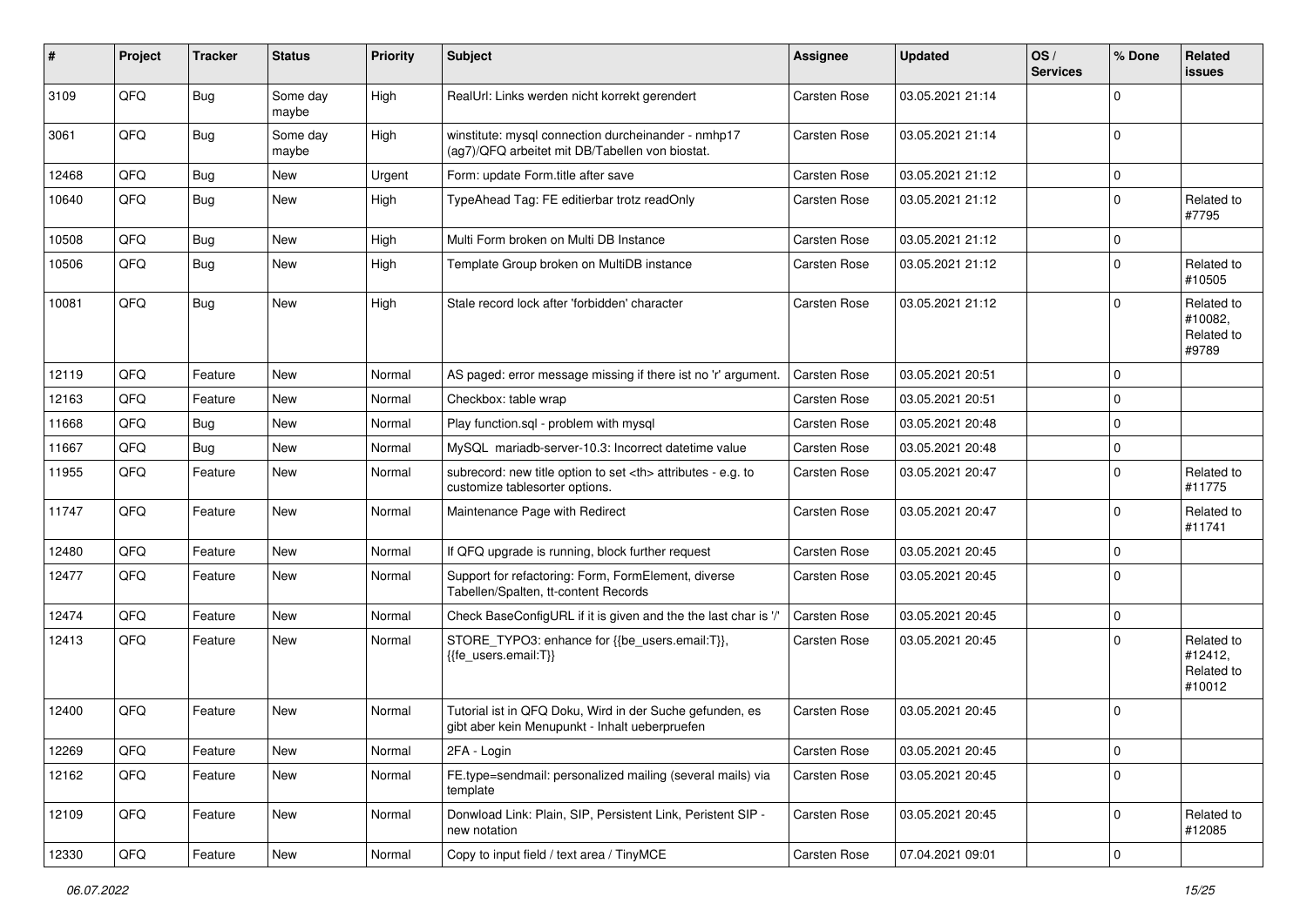| # | Project | Tracker | Status | Priority | Subject | Assignee | Updated | OS / Services | % Done | Related issues |
|---|---|---|---|---|---|---|---|---|---|---|
| 3109 | QFQ | Bug | Some day maybe | High | RealUrl: Links werden nicht korrekt gerendert | Carsten Rose | 03.05.2021 21:14 | | 0 | |
| 3061 | QFQ | Bug | Some day maybe | High | winstitute: mysql connection durcheinander - nmhp17 (ag7)/QFQ arbeitet mit DB/Tabellen von biostat. | Carsten Rose | 03.05.2021 21:14 | | 0 | |
| 12468 | QFQ | Bug | New | Urgent | Form: update Form.title after save | Carsten Rose | 03.05.2021 21:12 | | 0 | |
| 10640 | QFQ | Bug | New | High | TypeAhead Tag: FE editierbar trotz readOnly | Carsten Rose | 03.05.2021 21:12 | | 0 | Related to #7795 |
| 10508 | QFQ | Bug | New | High | Multi Form broken on Multi DB Instance | Carsten Rose | 03.05.2021 21:12 | | 0 | |
| 10506 | QFQ | Bug | New | High | Template Group broken on MultiDB instance | Carsten Rose | 03.05.2021 21:12 | | 0 | Related to #10505 |
| 10081 | QFQ | Bug | New | High | Stale record lock after 'forbidden' character | Carsten Rose | 03.05.2021 21:12 | | 0 | Related to #10082, Related to #9789 |
| 12119 | QFQ | Feature | New | Normal | AS paged: error message missing if there ist no 'r' argument. | Carsten Rose | 03.05.2021 20:51 | | 0 | |
| 12163 | QFQ | Feature | New | Normal | Checkbox: table wrap | Carsten Rose | 03.05.2021 20:51 | | 0 | |
| 11668 | QFQ | Bug | New | Normal | Play function.sql - problem with mysql | Carsten Rose | 03.05.2021 20:48 | | 0 | |
| 11667 | QFQ | Bug | New | Normal | MySQL mariadb-server-10.3: Incorrect datetime value | Carsten Rose | 03.05.2021 20:48 | | 0 | |
| 11955 | QFQ | Feature | New | Normal | subrecord: new title option to set <th> attributes - e.g. to customize tablesorter options. | Carsten Rose | 03.05.2021 20:47 | | 0 | Related to #11775 |
| 11747 | QFQ | Feature | New | Normal | Maintenance Page with Redirect | Carsten Rose | 03.05.2021 20:47 | | 0 | Related to #11741 |
| 12480 | QFQ | Feature | New | Normal | If QFQ upgrade is running, block further request | Carsten Rose | 03.05.2021 20:45 | | 0 | |
| 12477 | QFQ | Feature | New | Normal | Support for refactoring: Form, FormElement, diverse Tabellen/Spalten, tt-content Records | Carsten Rose | 03.05.2021 20:45 | | 0 | |
| 12474 | QFQ | Feature | New | Normal | Check BaseConfigURL if it is given and the the last char is '/' | Carsten Rose | 03.05.2021 20:45 | | 0 | |
| 12413 | QFQ | Feature | New | Normal | STORE_TYPO3: enhance for {{be_users.email:T}}, {{fe_users.email:T}} | Carsten Rose | 03.05.2021 20:45 | | 0 | Related to #12412, Related to #10012 |
| 12400 | QFQ | Feature | New | Normal | Tutorial ist in QFQ Doku, Wird in der Suche gefunden, es gibt aber kein Menupunkt - Inhalt ueberpruefen | Carsten Rose | 03.05.2021 20:45 | | 0 | |
| 12269 | QFQ | Feature | New | Normal | 2FA - Login | Carsten Rose | 03.05.2021 20:45 | | 0 | |
| 12162 | QFQ | Feature | New | Normal | FE.type=sendmail: personalized mailing (several mails) via template | Carsten Rose | 03.05.2021 20:45 | | 0 | |
| 12109 | QFQ | Feature | New | Normal | Donwload Link: Plain, SIP, Persistent Link, Peristent SIP - new notation | Carsten Rose | 03.05.2021 20:45 | | 0 | Related to #12085 |
| 12330 | QFQ | Feature | New | Normal | Copy to input field / text area / TinyMCE | Carsten Rose | 07.04.2021 09:01 | | 0 | |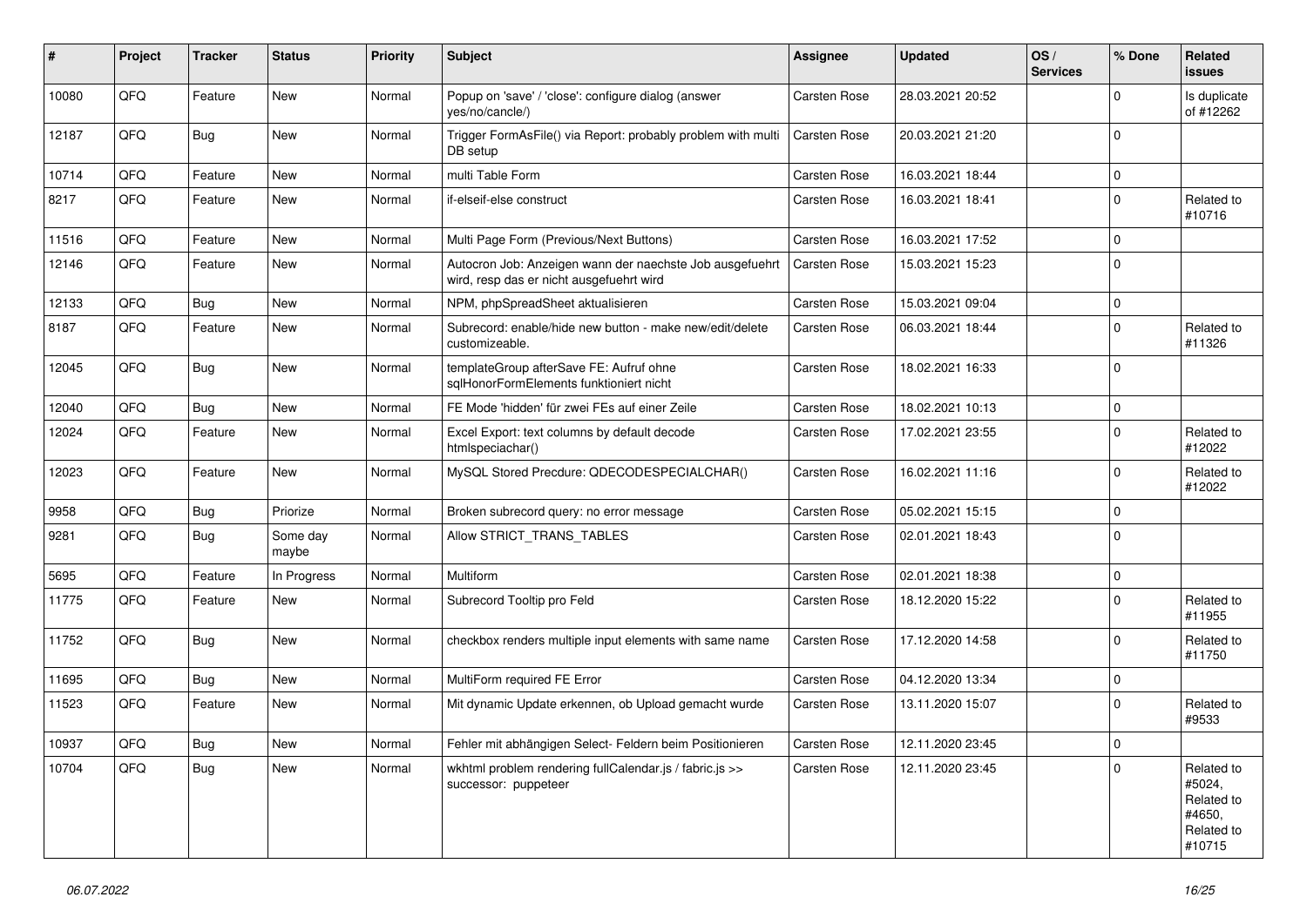| # | Project | Tracker | Status | Priority | Subject | Assignee | Updated | OS / Services | % Done | Related issues |
|---|---|---|---|---|---|---|---|---|---|---|
| 10080 | QFQ | Feature | New | Normal | Popup on 'save' / 'close': configure dialog (answer yes/no/cancle/) | Carsten Rose | 28.03.2021 20:52 | | 0 | Is duplicate of #12262 |
| 12187 | QFQ | Bug | New | Normal | Trigger FormAsFile() via Report: probably problem with multi DB setup | Carsten Rose | 20.03.2021 21:20 | | 0 | |
| 10714 | QFQ | Feature | New | Normal | multi Table Form | Carsten Rose | 16.03.2021 18:44 | | 0 | |
| 8217 | QFQ | Feature | New | Normal | if-elseif-else construct | Carsten Rose | 16.03.2021 18:41 | | 0 | Related to #10716 |
| 11516 | QFQ | Feature | New | Normal | Multi Page Form (Previous/Next Buttons) | Carsten Rose | 16.03.2021 17:52 | | 0 | |
| 12146 | QFQ | Feature | New | Normal | Autocron Job: Anzeigen wann der naechste Job ausgefuehrt wird, resp das er nicht ausgefuehrt wird | Carsten Rose | 15.03.2021 15:23 | | 0 | |
| 12133 | QFQ | Bug | New | Normal | NPM, phpSpreadSheet aktualisieren | Carsten Rose | 15.03.2021 09:04 | | 0 | |
| 8187 | QFQ | Feature | New | Normal | Subrecord: enable/hide new button - make new/edit/delete customizeable. | Carsten Rose | 06.03.2021 18:44 | | 0 | Related to #11326 |
| 12045 | QFQ | Bug | New | Normal | templateGroup afterSave FE: Aufruf ohne sqlHonorFormElements funktioniert nicht | Carsten Rose | 18.02.2021 16:33 | | 0 | |
| 12040 | QFQ | Bug | New | Normal | FE Mode 'hidden' für zwei FEs auf einer Zeile | Carsten Rose | 18.02.2021 10:13 | | 0 | |
| 12024 | QFQ | Feature | New | Normal | Excel Export: text columns by default decode htmlspeciachar() | Carsten Rose | 17.02.2021 23:55 | | 0 | Related to #12022 |
| 12023 | QFQ | Feature | New | Normal | MySQL Stored Precdure: QDECODESPECIALCHAR() | Carsten Rose | 16.02.2021 11:16 | | 0 | Related to #12022 |
| 9958 | QFQ | Bug | Priorize | Normal | Broken subrecord query: no error message | Carsten Rose | 05.02.2021 15:15 | | 0 | |
| 9281 | QFQ | Bug | Some day maybe | Normal | Allow STRICT_TRANS_TABLES | Carsten Rose | 02.01.2021 18:43 | | 0 | |
| 5695 | QFQ | Feature | In Progress | Normal | Multiform | Carsten Rose | 02.01.2021 18:38 | | 0 | |
| 11775 | QFQ | Feature | New | Normal | Subrecord Tooltip pro Feld | Carsten Rose | 18.12.2020 15:22 | | 0 | Related to #11955 |
| 11752 | QFQ | Bug | New | Normal | checkbox renders multiple input elements with same name | Carsten Rose | 17.12.2020 14:58 | | 0 | Related to #11750 |
| 11695 | QFQ | Bug | New | Normal | MultiForm required FE Error | Carsten Rose | 04.12.2020 13:34 | | 0 | |
| 11523 | QFQ | Feature | New | Normal | Mit dynamic Update erkennen, ob Upload gemacht wurde | Carsten Rose | 13.11.2020 15:07 | | 0 | Related to #9533 |
| 10937 | QFQ | Bug | New | Normal | Fehler mit abhängigen Select- Feldern beim Positionieren | Carsten Rose | 12.11.2020 23:45 | | 0 | |
| 10704 | QFQ | Bug | New | Normal | wkhtml problem rendering fullCalendar.js / fabric.js >> successor: puppeteer | Carsten Rose | 12.11.2020 23:45 | | 0 | Related to #5024, Related to #4650, Related to #10715 |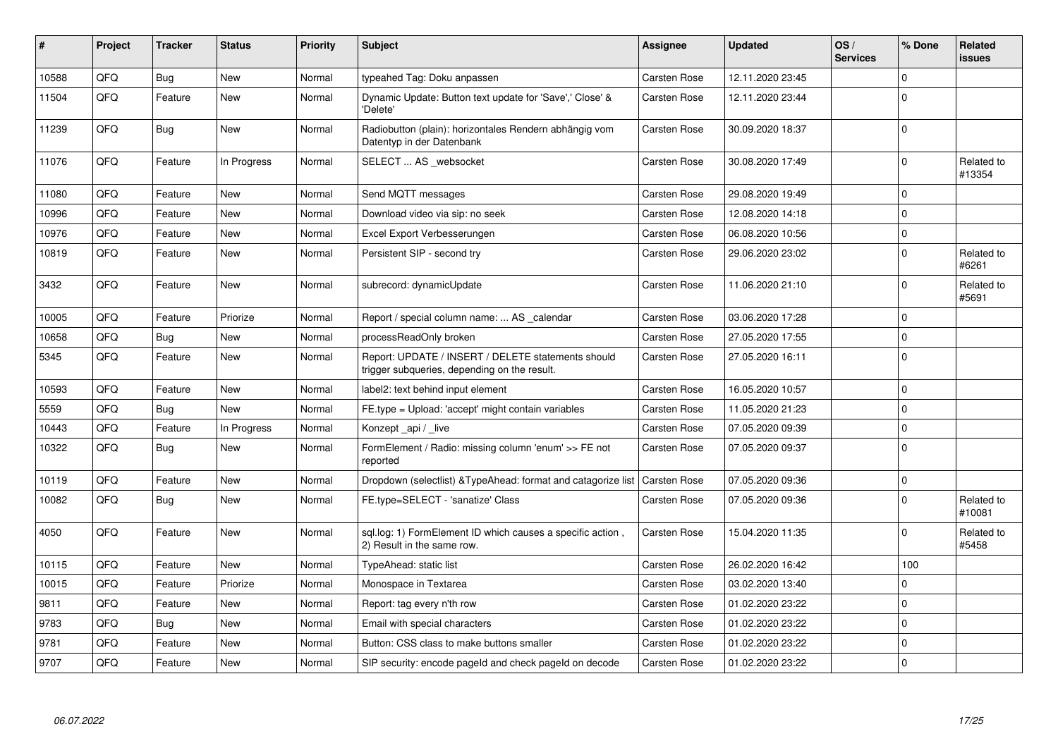| # | Project | Tracker | Status | Priority | Subject | Assignee | Updated | OS / Services | % Done | Related issues |
|---|---|---|---|---|---|---|---|---|---|---|
| 10588 | QFQ | Bug | New | Normal | typeahed Tag: Doku anpassen | Carsten Rose | 12.11.2020 23:45 | | 0 | |
| 11504 | QFQ | Feature | New | Normal | Dynamic Update: Button text update for 'Save',' Close' & 'Delete' | Carsten Rose | 12.11.2020 23:44 | | 0 | |
| 11239 | QFQ | Bug | New | Normal | Radiobutton (plain): horizontales Rendern abhängig vom Datentyp in der Datenbank | Carsten Rose | 30.09.2020 18:37 | | 0 | |
| 11076 | QFQ | Feature | In Progress | Normal | SELECT ... AS _websocket | Carsten Rose | 30.08.2020 17:49 | | 0 | Related to #13354 |
| 11080 | QFQ | Feature | New | Normal | Send MQTT messages | Carsten Rose | 29.08.2020 19:49 | | 0 | |
| 10996 | QFQ | Feature | New | Normal | Download video via sip: no seek | Carsten Rose | 12.08.2020 14:18 | | 0 | |
| 10976 | QFQ | Feature | New | Normal | Excel Export Verbesserungen | Carsten Rose | 06.08.2020 10:56 | | 0 | |
| 10819 | QFQ | Feature | New | Normal | Persistent SIP - second try | Carsten Rose | 29.06.2020 23:02 | | 0 | Related to #6261 |
| 3432 | QFQ | Feature | New | Normal | subrecord: dynamicUpdate | Carsten Rose | 11.06.2020 21:10 | | 0 | Related to #5691 |
| 10005 | QFQ | Feature | Priorize | Normal | Report / special column name: ... AS _calendar | Carsten Rose | 03.06.2020 17:28 | | 0 | |
| 10658 | QFQ | Bug | New | Normal | processReadOnly broken | Carsten Rose | 27.05.2020 17:55 | | 0 | |
| 5345 | QFQ | Feature | New | Normal | Report: UPDATE / INSERT / DELETE statements should trigger subqueries, depending on the result. | Carsten Rose | 27.05.2020 16:11 | | 0 | |
| 10593 | QFQ | Feature | New | Normal | label2: text behind input element | Carsten Rose | 16.05.2020 10:57 | | 0 | |
| 5559 | QFQ | Bug | New | Normal | FE.type = Upload: 'accept' might contain variables | Carsten Rose | 11.05.2020 21:23 | | 0 | |
| 10443 | QFQ | Feature | In Progress | Normal | Konzept _api / _live | Carsten Rose | 07.05.2020 09:39 | | 0 | |
| 10322 | QFQ | Bug | New | Normal | FormElement / Radio: missing column 'enum' >> FE not reported | Carsten Rose | 07.05.2020 09:37 | | 0 | |
| 10119 | QFQ | Feature | New | Normal | Dropdown (selectlist) &TypeAhead: format and catagorize list | Carsten Rose | 07.05.2020 09:36 | | 0 | |
| 10082 | QFQ | Bug | New | Normal | FE.type=SELECT - 'sanatize' Class | Carsten Rose | 07.05.2020 09:36 | | 0 | Related to #10081 |
| 4050 | QFQ | Feature | New | Normal | sql.log: 1) FormElement ID which causes a specific action , 2) Result in the same row. | Carsten Rose | 15.04.2020 11:35 | | 0 | Related to #5458 |
| 10115 | QFQ | Feature | New | Normal | TypeAhead: static list | Carsten Rose | 26.02.2020 16:42 | | 100 | |
| 10015 | QFQ | Feature | Priorize | Normal | Monospace in Textarea | Carsten Rose | 03.02.2020 13:40 | | 0 | |
| 9811 | QFQ | Feature | New | Normal | Report: tag every n'th row | Carsten Rose | 01.02.2020 23:22 | | 0 | |
| 9783 | QFQ | Bug | New | Normal | Email with special characters | Carsten Rose | 01.02.2020 23:22 | | 0 | |
| 9781 | QFQ | Feature | New | Normal | Button: CSS class to make buttons smaller | Carsten Rose | 01.02.2020 23:22 | | 0 | |
| 9707 | QFQ | Feature | New | Normal | SIP security: encode pageId and check pageId on decode | Carsten Rose | 01.02.2020 23:22 | | 0 | |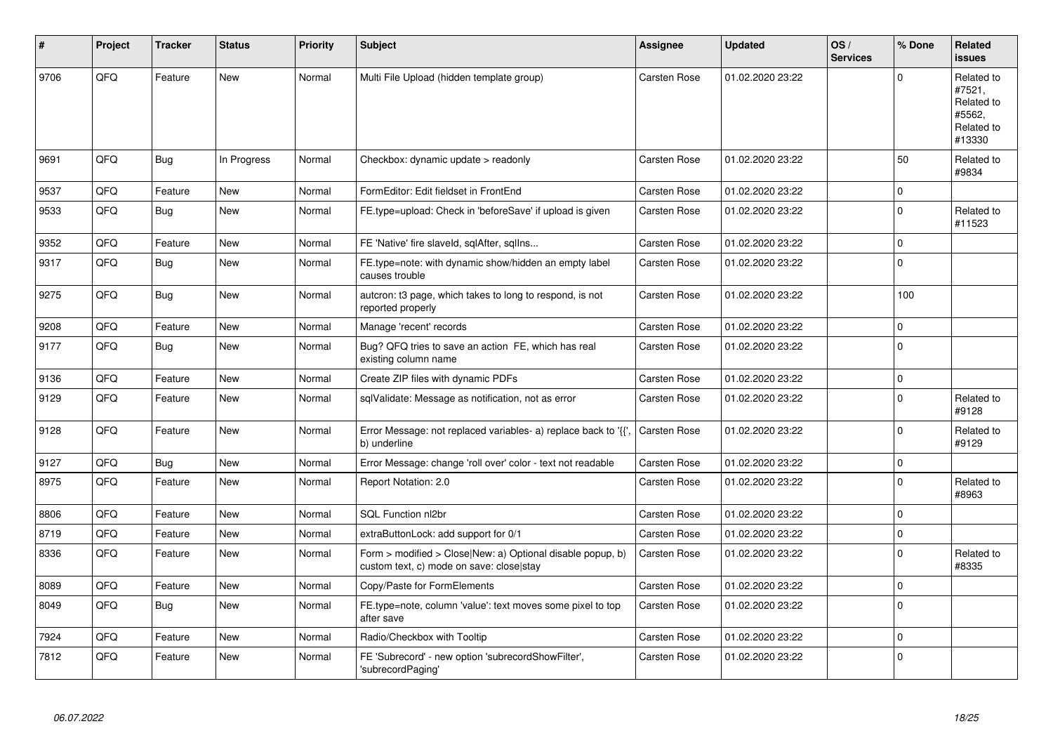| # | Project | Tracker | Status | Priority | Subject | Assignee | Updated | OS / Services | % Done | Related issues |
|---|---|---|---|---|---|---|---|---|---|---|
| 9706 | QFQ | Feature | New | Normal | Multi File Upload (hidden template group) | Carsten Rose | 01.02.2020 23:22 | | 0 | Related to #7521, Related to #5562, Related to #13330 |
| 9691 | QFQ | Bug | In Progress | Normal | Checkbox: dynamic update > readonly | Carsten Rose | 01.02.2020 23:22 | | 50 | Related to #9834 |
| 9537 | QFQ | Feature | New | Normal | FormEditor: Edit fieldset in FrontEnd | Carsten Rose | 01.02.2020 23:22 | | 0 | |
| 9533 | QFQ | Bug | New | Normal | FE.type=upload: Check in 'beforeSave' if upload is given | Carsten Rose | 01.02.2020 23:22 | | 0 | Related to #11523 |
| 9352 | QFQ | Feature | New | Normal | FE 'Native' fire slaveId, sqlAfter, sqlIns... | Carsten Rose | 01.02.2020 23:22 | | 0 | |
| 9317 | QFQ | Bug | New | Normal | FE.type=note: with dynamic show/hidden an empty label causes trouble | Carsten Rose | 01.02.2020 23:22 | | 0 | |
| 9275 | QFQ | Bug | New | Normal | autcron: t3 page, which takes to long to respond, is not reported properly | Carsten Rose | 01.02.2020 23:22 | | 100 | |
| 9208 | QFQ | Feature | New | Normal | Manage 'recent' records | Carsten Rose | 01.02.2020 23:22 | | 0 | |
| 9177 | QFQ | Bug | New | Normal | Bug? QFQ tries to save an action FE, which has real existing column name | Carsten Rose | 01.02.2020 23:22 | | 0 | |
| 9136 | QFQ | Feature | New | Normal | Create ZIP files with dynamic PDFs | Carsten Rose | 01.02.2020 23:22 | | 0 | |
| 9129 | QFQ | Feature | New | Normal | sqlValidate: Message as notification, not as error | Carsten Rose | 01.02.2020 23:22 | | 0 | Related to #9128 |
| 9128 | QFQ | Feature | New | Normal | Error Message: not replaced variables- a) replace back to '{{', b) underline | Carsten Rose | 01.02.2020 23:22 | | 0 | Related to #9129 |
| 9127 | QFQ | Bug | New | Normal | Error Message: change 'roll over' color - text not readable | Carsten Rose | 01.02.2020 23:22 | | 0 | |
| 8975 | QFQ | Feature | New | Normal | Report Notation: 2.0 | Carsten Rose | 01.02.2020 23:22 | | 0 | Related to #8963 |
| 8806 | QFQ | Feature | New | Normal | SQL Function nl2br | Carsten Rose | 01.02.2020 23:22 | | 0 | |
| 8719 | QFQ | Feature | New | Normal | extraButtonLock: add support for 0/1 | Carsten Rose | 01.02.2020 23:22 | | 0 | |
| 8336 | QFQ | Feature | New | Normal | Form > modified > Close\|New: a) Optional disable popup, b) custom text, c) mode on save: close\|stay | Carsten Rose | 01.02.2020 23:22 | | 0 | Related to #8335 |
| 8089 | QFQ | Feature | New | Normal | Copy/Paste for FormElements | Carsten Rose | 01.02.2020 23:22 | | 0 | |
| 8049 | QFQ | Bug | New | Normal | FE.type=note, column 'value': text moves some pixel to top after save | Carsten Rose | 01.02.2020 23:22 | | 0 | |
| 7924 | QFQ | Feature | New | Normal | Radio/Checkbox with Tooltip | Carsten Rose | 01.02.2020 23:22 | | 0 | |
| 7812 | QFQ | Feature | New | Normal | FE 'Subrecord' - new option 'subrecordShowFilter', 'subrecordPaging' | Carsten Rose | 01.02.2020 23:22 | | 0 | |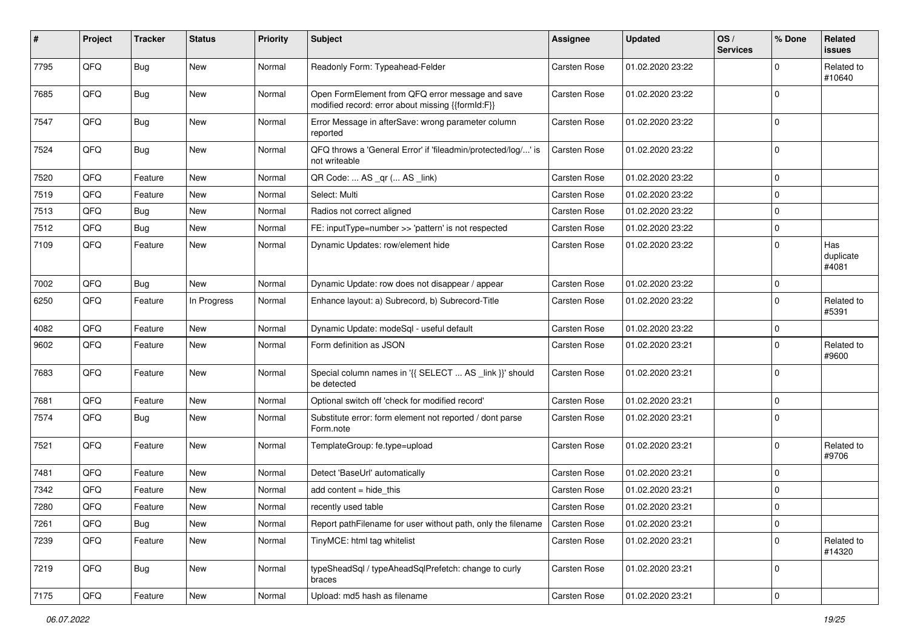| # | Project | Tracker | Status | Priority | Subject | Assignee | Updated | OS / Services | % Done | Related issues |
|---|---|---|---|---|---|---|---|---|---|---|
| 7795 | QFQ | Bug | New | Normal | Readonly Form: Typeahead-Felder | Carsten Rose | 01.02.2020 23:22 | | 0 | Related to #10640 |
| 7685 | QFQ | Bug | New | Normal | Open FormElement from QFQ error message and save modified record: error about missing {{formId:F}} | Carsten Rose | 01.02.2020 23:22 | | 0 | |
| 7547 | QFQ | Bug | New | Normal | Error Message in afterSave: wrong parameter column reported | Carsten Rose | 01.02.2020 23:22 | | 0 | |
| 7524 | QFQ | Bug | New | Normal | QFQ throws a 'General Error' if 'fileadmin/protected/log/...' is not writeable | Carsten Rose | 01.02.2020 23:22 | | 0 | |
| 7520 | QFQ | Feature | New | Normal | QR Code: ... AS _qr (... AS _link) | Carsten Rose | 01.02.2020 23:22 | | 0 | |
| 7519 | QFQ | Feature | New | Normal | Select: Multi | Carsten Rose | 01.02.2020 23:22 | | 0 | |
| 7513 | QFQ | Bug | New | Normal | Radios not correct aligned | Carsten Rose | 01.02.2020 23:22 | | 0 | |
| 7512 | QFQ | Bug | New | Normal | FE: inputType=number >> 'pattern' is not respected | Carsten Rose | 01.02.2020 23:22 | | 0 | |
| 7109 | QFQ | Feature | New | Normal | Dynamic Updates: row/element hide | Carsten Rose | 01.02.2020 23:22 | | 0 | Has duplicate #4081 |
| 7002 | QFQ | Bug | New | Normal | Dynamic Update: row does not disappear / appear | Carsten Rose | 01.02.2020 23:22 | | 0 | |
| 6250 | QFQ | Feature | In Progress | Normal | Enhance layout: a) Subrecord, b) Subrecord-Title | Carsten Rose | 01.02.2020 23:22 | | 0 | Related to #5391 |
| 4082 | QFQ | Feature | New | Normal | Dynamic Update: modeSql - useful default | Carsten Rose | 01.02.2020 23:22 | | 0 | |
| 9602 | QFQ | Feature | New | Normal | Form definition as JSON | Carsten Rose | 01.02.2020 23:21 | | 0 | Related to #9600 |
| 7683 | QFQ | Feature | New | Normal | Special column names in '{{ SELECT ... AS _link }}' should be detected | Carsten Rose | 01.02.2020 23:21 | | 0 | |
| 7681 | QFQ | Feature | New | Normal | Optional switch off 'check for modified record' | Carsten Rose | 01.02.2020 23:21 | | 0 | |
| 7574 | QFQ | Bug | New | Normal | Substitute error: form element not reported / dont parse Form.note | Carsten Rose | 01.02.2020 23:21 | | 0 | |
| 7521 | QFQ | Feature | New | Normal | TemplateGroup: fe.type=upload | Carsten Rose | 01.02.2020 23:21 | | 0 | Related to #9706 |
| 7481 | QFQ | Feature | New | Normal | Detect 'BaseUrl' automatically | Carsten Rose | 01.02.2020 23:21 | | 0 | |
| 7342 | QFQ | Feature | New | Normal | add content = hide_this | Carsten Rose | 01.02.2020 23:21 | | 0 | |
| 7280 | QFQ | Feature | New | Normal | recently used table | Carsten Rose | 01.02.2020 23:21 | | 0 | |
| 7261 | QFQ | Bug | New | Normal | Report pathFilename for user without path, only the filename | Carsten Rose | 01.02.2020 23:21 | | 0 | |
| 7239 | QFQ | Feature | New | Normal | TinyMCE: html tag whitelist | Carsten Rose | 01.02.2020 23:21 | | 0 | Related to #14320 |
| 7219 | QFQ | Bug | New | Normal | typeSheadSql / typeAheadSqlPrefetch: change to curly braces | Carsten Rose | 01.02.2020 23:21 | | 0 | |
| 7175 | QFQ | Feature | New | Normal | Upload: md5 hash as filename | Carsten Rose | 01.02.2020 23:21 | | 0 | |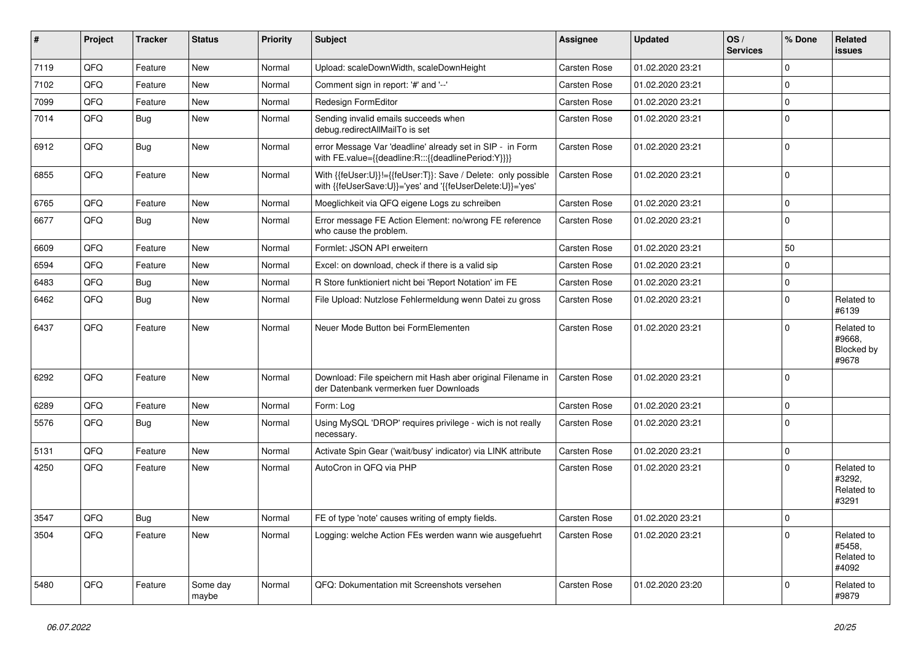| # | Project | Tracker | Status | Priority | Subject | Assignee | Updated | OS / Services | % Done | Related issues |
|---|---|---|---|---|---|---|---|---|---|---|
| 7119 | QFQ | Feature | New | Normal | Upload: scaleDownWidth, scaleDownHeight | Carsten Rose | 01.02.2020 23:21 | | 0 | |
| 7102 | QFQ | Feature | New | Normal | Comment sign in report: '#' and '--' | Carsten Rose | 01.02.2020 23:21 | | 0 | |
| 7099 | QFQ | Feature | New | Normal | Redesign FormEditor | Carsten Rose | 01.02.2020 23:21 | | 0 | |
| 7014 | QFQ | Bug | New | Normal | Sending invalid emails succeeds when debug.redirectAllMailTo is set | Carsten Rose | 01.02.2020 23:21 | | 0 | |
| 6912 | QFQ | Bug | New | Normal | error Message Var 'deadline' already set in SIP - in Form with FE.value={{deadline:R:::{{deadlinePeriod:Y}}}} | Carsten Rose | 01.02.2020 23:21 | | 0 | |
| 6855 | QFQ | Feature | New | Normal | With {{feUser:U}}!={{feUser:T}}: Save / Delete: only possible with {{feUserSave:U}}='yes' and '{{feUserDelete:U}}='yes' | Carsten Rose | 01.02.2020 23:21 | | 0 | |
| 6765 | QFQ | Feature | New | Normal | Moeglichkeit via QFQ eigene Logs zu schreiben | Carsten Rose | 01.02.2020 23:21 | | 0 | |
| 6677 | QFQ | Bug | New | Normal | Error message FE Action Element: no/wrong FE reference who cause the problem. | Carsten Rose | 01.02.2020 23:21 | | 0 | |
| 6609 | QFQ | Feature | New | Normal | Formlet: JSON API erweitern | Carsten Rose | 01.02.2020 23:21 | | 50 | |
| 6594 | QFQ | Feature | New | Normal | Excel: on download, check if there is a valid sip | Carsten Rose | 01.02.2020 23:21 | | 0 | |
| 6483 | QFQ | Bug | New | Normal | R Store funktioniert nicht bei 'Report Notation' im FE | Carsten Rose | 01.02.2020 23:21 | | 0 | |
| 6462 | QFQ | Bug | New | Normal | File Upload: Nutzlose Fehlermeldung wenn Datei zu gross | Carsten Rose | 01.02.2020 23:21 | | 0 | Related to #6139 |
| 6437 | QFQ | Feature | New | Normal | Neuer Mode Button bei FormElementen | Carsten Rose | 01.02.2020 23:21 | | 0 | Related to #9668, Blocked by #9678 |
| 6292 | QFQ | Feature | New | Normal | Download: File speichern mit Hash aber original Filename in der Datenbank vermerken fuer Downloads | Carsten Rose | 01.02.2020 23:21 | | 0 | |
| 6289 | QFQ | Feature | New | Normal | Form: Log | Carsten Rose | 01.02.2020 23:21 | | 0 | |
| 5576 | QFQ | Bug | New | Normal | Using MySQL 'DROP' requires privilege - wich is not really necessary. | Carsten Rose | 01.02.2020 23:21 | | 0 | |
| 5131 | QFQ | Feature | New | Normal | Activate Spin Gear ('wait/busy' indicator) via LINK attribute | Carsten Rose | 01.02.2020 23:21 | | 0 | |
| 4250 | QFQ | Feature | New | Normal | AutoCron in QFQ via PHP | Carsten Rose | 01.02.2020 23:21 | | 0 | Related to #3292, Related to #3291 |
| 3547 | QFQ | Bug | New | Normal | FE of type 'note' causes writing of empty fields. | Carsten Rose | 01.02.2020 23:21 | | 0 | |
| 3504 | QFQ | Feature | New | Normal | Logging: welche Action FEs werden wann wie ausgefuehrt | Carsten Rose | 01.02.2020 23:21 | | 0 | Related to #5458, Related to #4092 |
| 5480 | QFQ | Feature | Some day maybe | Normal | QFQ: Dokumentation mit Screenshots versehen | Carsten Rose | 01.02.2020 23:20 | | 0 | Related to #9879 |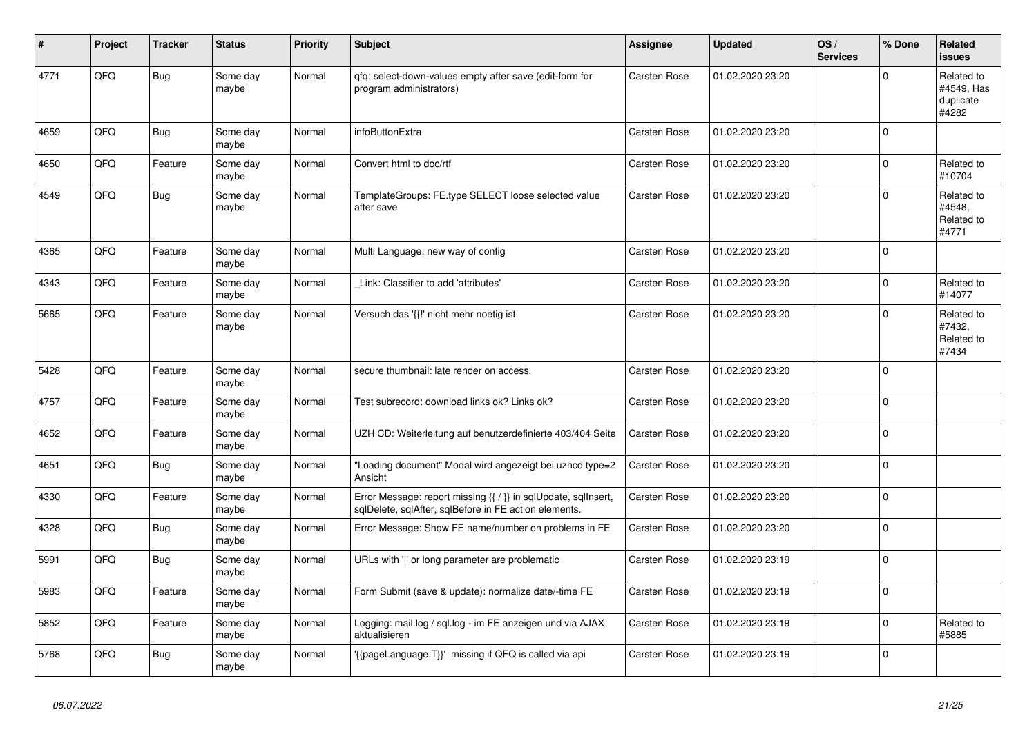| # | Project | Tracker | Status | Priority | Subject | Assignee | Updated | OS / Services | % Done | Related issues |
|---|---|---|---|---|---|---|---|---|---|---|
| 4771 | QFQ | Bug | Some day maybe | Normal | qfq: select-down-values empty after save (edit-form for program administrators) | Carsten Rose | 01.02.2020 23:20 | | 0 | Related to #4549, Has duplicate #4282 |
| 4659 | QFQ | Bug | Some day maybe | Normal | infoButtonExtra | Carsten Rose | 01.02.2020 23:20 | | 0 | |
| 4650 | QFQ | Feature | Some day maybe | Normal | Convert html to doc/rtf | Carsten Rose | 01.02.2020 23:20 | | 0 | Related to #10704 |
| 4549 | QFQ | Bug | Some day maybe | Normal | TemplateGroups: FE.type SELECT loose selected value after save | Carsten Rose | 01.02.2020 23:20 | | 0 | Related to #4548, Related to #4771 |
| 4365 | QFQ | Feature | Some day maybe | Normal | Multi Language: new way of config | Carsten Rose | 01.02.2020 23:20 | | 0 | |
| 4343 | QFQ | Feature | Some day maybe | Normal | _Link: Classifier to add 'attributes' | Carsten Rose | 01.02.2020 23:20 | | 0 | Related to #14077 |
| 5665 | QFQ | Feature | Some day maybe | Normal | Versuch das '{{!' nicht mehr noetig ist. | Carsten Rose | 01.02.2020 23:20 | | 0 | Related to #7432, Related to #7434 |
| 5428 | QFQ | Feature | Some day maybe | Normal | secure thumbnail: late render on access. | Carsten Rose | 01.02.2020 23:20 | | 0 | |
| 4757 | QFQ | Feature | Some day maybe | Normal | Test subrecord: download links ok? Links ok? | Carsten Rose | 01.02.2020 23:20 | | 0 | |
| 4652 | QFQ | Feature | Some day maybe | Normal | UZH CD: Weiterleitung auf benutzerdefinierte 403/404 Seite | Carsten Rose | 01.02.2020 23:20 | | 0 | |
| 4651 | QFQ | Bug | Some day maybe | Normal | "Loading document" Modal wird angezeigt bei uzhcd type=2 Ansicht | Carsten Rose | 01.02.2020 23:20 | | 0 | |
| 4330 | QFQ | Feature | Some day maybe | Normal | Error Message: report missing {{ / }} in sqlUpdate, sqlInsert, sqlDelete, sqlAfter, sqlBefore in FE action elements. | Carsten Rose | 01.02.2020 23:20 | | 0 | |
| 4328 | QFQ | Bug | Some day maybe | Normal | Error Message: Show FE name/number on problems in FE | Carsten Rose | 01.02.2020 23:20 | | 0 | |
| 5991 | QFQ | Bug | Some day maybe | Normal | URLs with '\|' or long parameter are problematic | Carsten Rose | 01.02.2020 23:19 | | 0 | |
| 5983 | QFQ | Feature | Some day maybe | Normal | Form Submit (save & update): normalize date/-time FE | Carsten Rose | 01.02.2020 23:19 | | 0 | |
| 5852 | QFQ | Feature | Some day maybe | Normal | Logging: mail.log / sql.log - im FE anzeigen und via AJAX aktualisieren | Carsten Rose | 01.02.2020 23:19 | | 0 | Related to #5885 |
| 5768 | QFQ | Bug | Some day maybe | Normal | '{{pageLanguage:T}}' missing if QFQ is called via api | Carsten Rose | 01.02.2020 23:19 | | 0 | |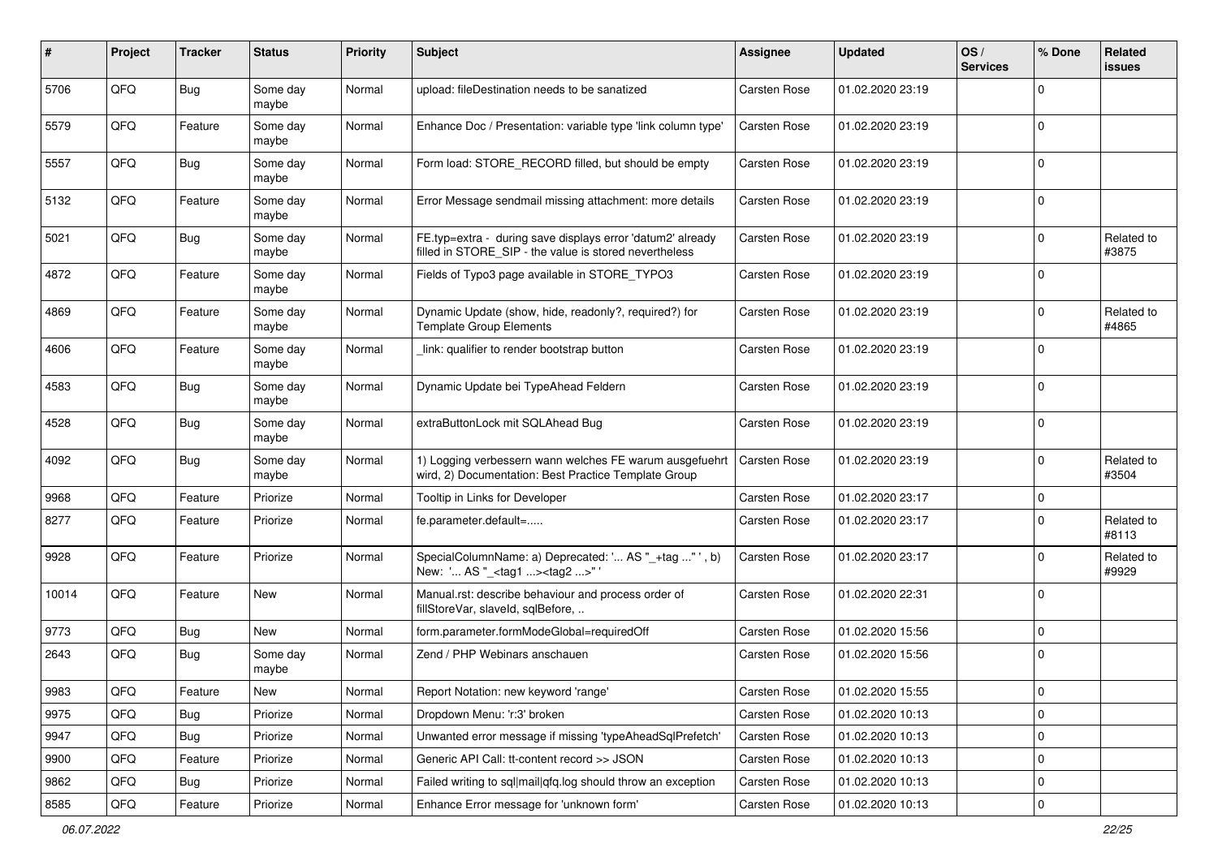| # | Project | Tracker | Status | Priority | Subject | Assignee | Updated | OS / Services | % Done | Related issues |
|---|---|---|---|---|---|---|---|---|---|---|
| 5706 | QFQ | Bug | Some day maybe | Normal | upload: fileDestination needs to be sanatized | Carsten Rose | 01.02.2020 23:19 | | 0 | |
| 5579 | QFQ | Feature | Some day maybe | Normal | Enhance Doc / Presentation: variable type 'link column type' | Carsten Rose | 01.02.2020 23:19 | | 0 | |
| 5557 | QFQ | Bug | Some day maybe | Normal | Form load: STORE_RECORD filled, but should be empty | Carsten Rose | 01.02.2020 23:19 | | 0 | |
| 5132 | QFQ | Feature | Some day maybe | Normal | Error Message sendmail missing attachment: more details | Carsten Rose | 01.02.2020 23:19 | | 0 | |
| 5021 | QFQ | Bug | Some day maybe | Normal | FE.typ=extra - during save displays error 'datum2' already filled in STORE_SIP - the value is stored nevertheless | Carsten Rose | 01.02.2020 23:19 | | 0 | Related to #3875 |
| 4872 | QFQ | Feature | Some day maybe | Normal | Fields of Typo3 page available in STORE_TYPO3 | Carsten Rose | 01.02.2020 23:19 | | 0 | |
| 4869 | QFQ | Feature | Some day maybe | Normal | Dynamic Update (show, hide, readonly?, required?) for Template Group Elements | Carsten Rose | 01.02.2020 23:19 | | 0 | Related to #4865 |
| 4606 | QFQ | Feature | Some day maybe | Normal | _link: qualifier to render bootstrap button | Carsten Rose | 01.02.2020 23:19 | | 0 | |
| 4583 | QFQ | Bug | Some day maybe | Normal | Dynamic Update bei TypeAhead Feldern | Carsten Rose | 01.02.2020 23:19 | | 0 | |
| 4528 | QFQ | Bug | Some day maybe | Normal | extraButtonLock mit SQLAhead Bug | Carsten Rose | 01.02.2020 23:19 | | 0 | |
| 4092 | QFQ | Bug | Some day maybe | Normal | 1) Logging verbessern wann welches FE warum ausgefuehrt wird, 2) Documentation: Best Practice Template Group | Carsten Rose | 01.02.2020 23:19 | | 0 | Related to #3504 |
| 9968 | QFQ | Feature | Priorize | Normal | Tooltip in Links for Developer | Carsten Rose | 01.02.2020 23:17 | | 0 | |
| 8277 | QFQ | Feature | Priorize | Normal | fe.parameter.default=..... | Carsten Rose | 01.02.2020 23:17 | | 0 | Related to #8113 |
| 9928 | QFQ | Feature | Priorize | Normal | SpecialColumnName: a) Deprecated: '... AS "_+tag ..." ', b) New: '... AS "_<tag1 ...><tag2 ...>" ' | Carsten Rose | 01.02.2020 23:17 | | 0 | Related to #9929 |
| 10014 | QFQ | Feature | New | Normal | Manual.rst: describe behaviour and process order of fillStoreVar, slaveId, sqlBefore, .. | Carsten Rose | 01.02.2020 22:31 | | 0 | |
| 9773 | QFQ | Bug | New | Normal | form.parameter.formModeGlobal=requiredOff | Carsten Rose | 01.02.2020 15:56 | | 0 | |
| 2643 | QFQ | Bug | Some day maybe | Normal | Zend / PHP Webinars anschauen | Carsten Rose | 01.02.2020 15:56 | | 0 | |
| 9983 | QFQ | Feature | New | Normal | Report Notation: new keyword 'range' | Carsten Rose | 01.02.2020 15:55 | | 0 | |
| 9975 | QFQ | Bug | Priorize | Normal | Dropdown Menu: 'r:3' broken | Carsten Rose | 01.02.2020 10:13 | | 0 | |
| 9947 | QFQ | Bug | Priorize | Normal | Unwanted error message if missing 'typeAheadSqlPrefetch' | Carsten Rose | 01.02.2020 10:13 | | 0 | |
| 9900 | QFQ | Feature | Priorize | Normal | Generic API Call: tt-content record >> JSON | Carsten Rose | 01.02.2020 10:13 | | 0 | |
| 9862 | QFQ | Bug | Priorize | Normal | Failed writing to sql\|mail\|qfq.log should throw an exception | Carsten Rose | 01.02.2020 10:13 | | 0 | |
| 8585 | QFQ | Feature | Priorize | Normal | Enhance Error message for 'unknown form' | Carsten Rose | 01.02.2020 10:13 | | 0 | |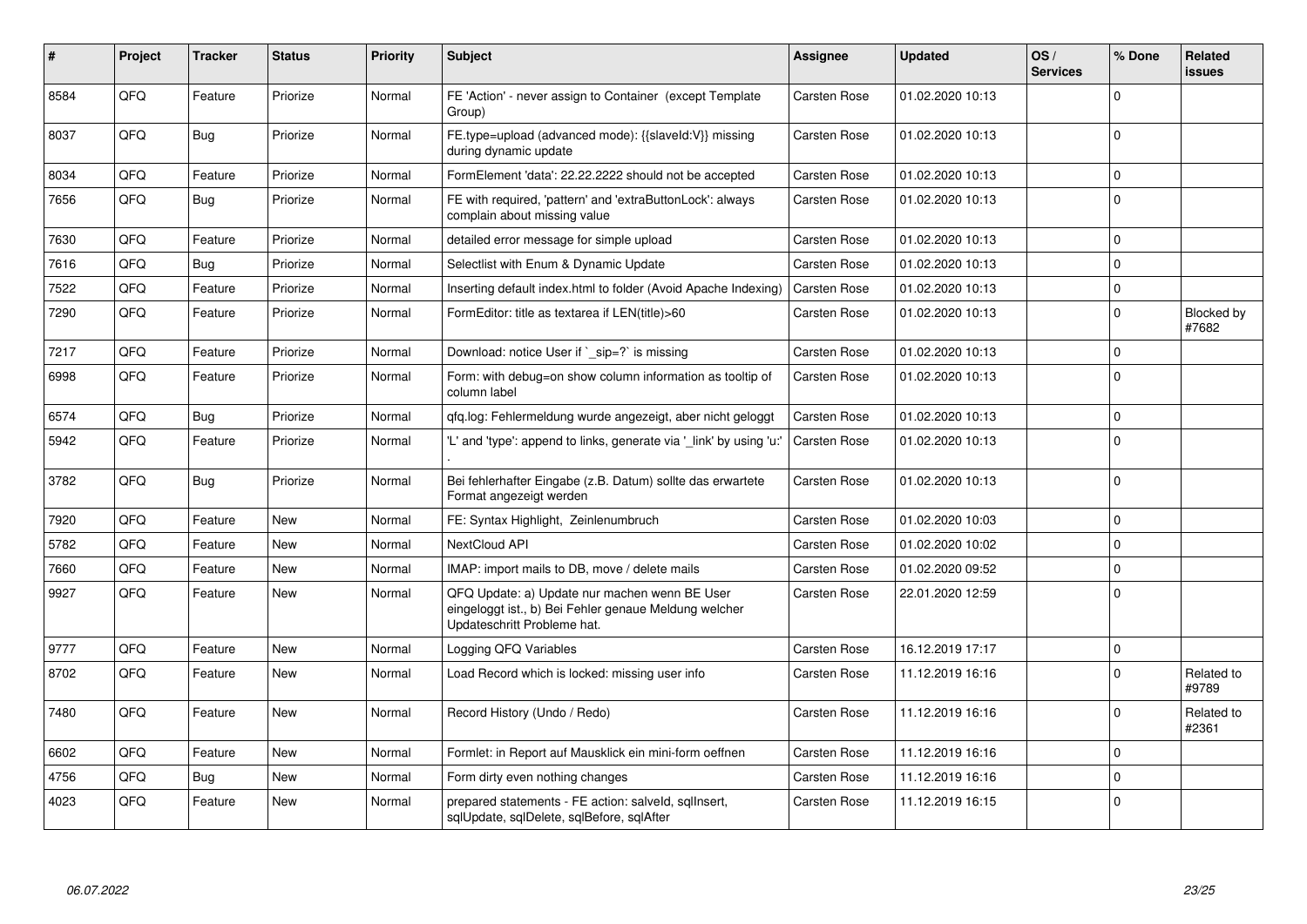| # | Project | Tracker | Status | Priority | Subject | Assignee | Updated | OS / Services | % Done | Related issues |
|---|---|---|---|---|---|---|---|---|---|---|
| 8584 | QFQ | Feature | Priorize | Normal | FE 'Action' - never assign to Container (except Template Group) | Carsten Rose | 01.02.2020 10:13 | | 0 | |
| 8037 | QFQ | Bug | Priorize | Normal | FE.type=upload (advanced mode): {{slaveId:V}} missing during dynamic update | Carsten Rose | 01.02.2020 10:13 | | 0 | |
| 8034 | QFQ | Feature | Priorize | Normal | FormElement 'data': 22.22.2222 should not be accepted | Carsten Rose | 01.02.2020 10:13 | | 0 | |
| 7656 | QFQ | Bug | Priorize | Normal | FE with required, 'pattern' and 'extraButtonLock': always complain about missing value | Carsten Rose | 01.02.2020 10:13 | | 0 | |
| 7630 | QFQ | Feature | Priorize | Normal | detailed error message for simple upload | Carsten Rose | 01.02.2020 10:13 | | 0 | |
| 7616 | QFQ | Bug | Priorize | Normal | Selectlist with Enum & Dynamic Update | Carsten Rose | 01.02.2020 10:13 | | 0 | |
| 7522 | QFQ | Feature | Priorize | Normal | Inserting default index.html to folder (Avoid Apache Indexing) | Carsten Rose | 01.02.2020 10:13 | | 0 | |
| 7290 | QFQ | Feature | Priorize | Normal | FormEditor: title as textarea if LEN(title)>60 | Carsten Rose | 01.02.2020 10:13 | | 0 | Blocked by #7682 |
| 7217 | QFQ | Feature | Priorize | Normal | Download: notice User if `_sip=?` is missing | Carsten Rose | 01.02.2020 10:13 | | 0 | |
| 6998 | QFQ | Feature | Priorize | Normal | Form: with debug=on show column information as tooltip of column label | Carsten Rose | 01.02.2020 10:13 | | 0 | |
| 6574 | QFQ | Bug | Priorize | Normal | qfq.log: Fehlermeldung wurde angezeigt, aber nicht geloggt | Carsten Rose | 01.02.2020 10:13 | | 0 | |
| 5942 | QFQ | Feature | Priorize | Normal | 'L' and 'type': append to links, generate via '_link' by using 'u:' . | Carsten Rose | 01.02.2020 10:13 | | 0 | |
| 3782 | QFQ | Bug | Priorize | Normal | Bei fehlerhafter Eingabe (z.B. Datum) sollte das erwartete Format angezeigt werden | Carsten Rose | 01.02.2020 10:13 | | 0 | |
| 7920 | QFQ | Feature | New | Normal | FE: Syntax Highlight, Zeinlenumbruch | Carsten Rose | 01.02.2020 10:03 | | 0 | |
| 5782 | QFQ | Feature | New | Normal | NextCloud API | Carsten Rose | 01.02.2020 10:02 | | 0 | |
| 7660 | QFQ | Feature | New | Normal | IMAP: import mails to DB, move / delete mails | Carsten Rose | 01.02.2020 09:52 | | 0 | |
| 9927 | QFQ | Feature | New | Normal | QFQ Update: a) Update nur machen wenn BE User eingeloggt ist., b) Bei Fehler genaue Meldung welcher Updateschritt Probleme hat. | Carsten Rose | 22.01.2020 12:59 | | 0 | |
| 9777 | QFQ | Feature | New | Normal | Logging QFQ Variables | Carsten Rose | 16.12.2019 17:17 | | 0 | |
| 8702 | QFQ | Feature | New | Normal | Load Record which is locked: missing user info | Carsten Rose | 11.12.2019 16:16 | | 0 | Related to #9789 |
| 7480 | QFQ | Feature | New | Normal | Record History (Undo / Redo) | Carsten Rose | 11.12.2019 16:16 | | 0 | Related to #2361 |
| 6602 | QFQ | Feature | New | Normal | Formlet: in Report auf Mausklick ein mini-form oeffnen | Carsten Rose | 11.12.2019 16:16 | | 0 | |
| 4756 | QFQ | Bug | New | Normal | Form dirty even nothing changes | Carsten Rose | 11.12.2019 16:16 | | 0 | |
| 4023 | QFQ | Feature | New | Normal | prepared statements - FE action: salveld, sqlInsert, sqlUpdate, sqlDelete, sqlBefore, sqlAfter | Carsten Rose | 11.12.2019 16:15 | | 0 | |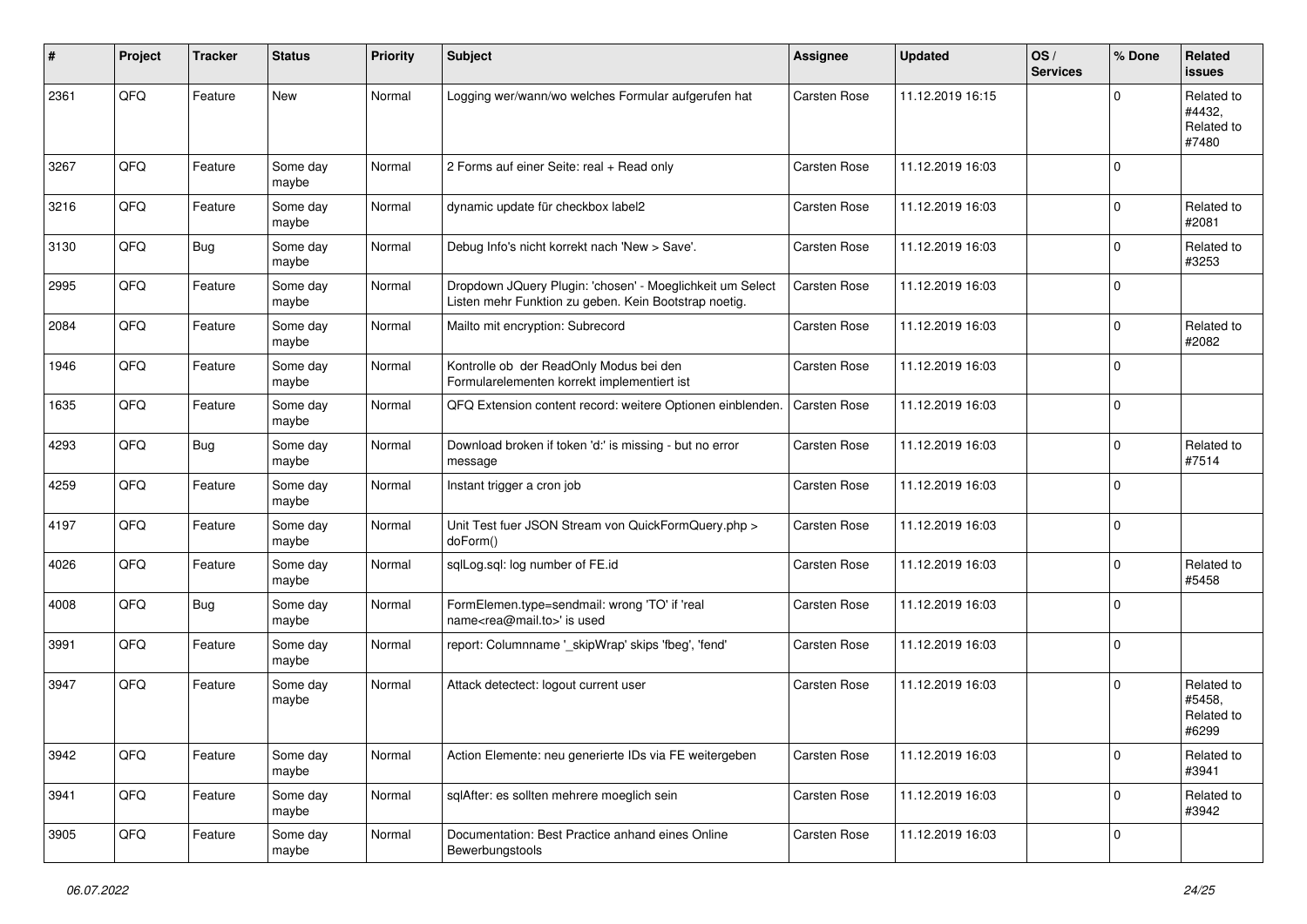| # | Project | Tracker | Status | Priority | Subject | Assignee | Updated | OS / Services | % Done | Related issues |
|---|---|---|---|---|---|---|---|---|---|---|
| 2361 | QFQ | Feature | New | Normal | Logging wer/wann/wo welches Formular aufgerufen hat | Carsten Rose | 11.12.2019 16:15 | | 0 | Related to #4432, Related to #7480 |
| 3267 | QFQ | Feature | Some day maybe | Normal | 2 Forms auf einer Seite: real + Read only | Carsten Rose | 11.12.2019 16:03 | | 0 | |
| 3216 | QFQ | Feature | Some day maybe | Normal | dynamic update für checkbox label2 | Carsten Rose | 11.12.2019 16:03 | | 0 | Related to #2081 |
| 3130 | QFQ | Bug | Some day maybe | Normal | Debug Info's nicht korrekt nach 'New > Save'. | Carsten Rose | 11.12.2019 16:03 | | 0 | Related to #3253 |
| 2995 | QFQ | Feature | Some day maybe | Normal | Dropdown JQuery Plugin: 'chosen' - Moeglichkeit um Select Listen mehr Funktion zu geben. Kein Bootstrap noetig. | Carsten Rose | 11.12.2019 16:03 | | 0 | |
| 2084 | QFQ | Feature | Some day maybe | Normal | Mailto mit encryption: Subrecord | Carsten Rose | 11.12.2019 16:03 | | 0 | Related to #2082 |
| 1946 | QFQ | Feature | Some day maybe | Normal | Kontrolle ob der ReadOnly Modus bei den Formularelementen korrekt implementiert ist | Carsten Rose | 11.12.2019 16:03 | | 0 | |
| 1635 | QFQ | Feature | Some day maybe | Normal | QFQ Extension content record: weitere Optionen einblenden. | Carsten Rose | 11.12.2019 16:03 | | 0 | |
| 4293 | QFQ | Bug | Some day maybe | Normal | Download broken if token 'd:' is missing - but no error message | Carsten Rose | 11.12.2019 16:03 | | 0 | Related to #7514 |
| 4259 | QFQ | Feature | Some day maybe | Normal | Instant trigger a cron job | Carsten Rose | 11.12.2019 16:03 | | 0 | |
| 4197 | QFQ | Feature | Some day maybe | Normal | Unit Test fuer JSON Stream von QuickFormQuery.php > doForm() | Carsten Rose | 11.12.2019 16:03 | | 0 | |
| 4026 | QFQ | Feature | Some day maybe | Normal | sqlLog.sql: log number of FE.id | Carsten Rose | 11.12.2019 16:03 | | 0 | Related to #5458 |
| 4008 | QFQ | Bug | Some day maybe | Normal | FormElemen.type=sendmail: wrong 'TO' if 'real name<rea@mail.to>' is used | Carsten Rose | 11.12.2019 16:03 | | 0 | |
| 3991 | QFQ | Feature | Some day maybe | Normal | report: Columnname '_skipWrap' skips 'fbeg', 'fend' | Carsten Rose | 11.12.2019 16:03 | | 0 | |
| 3947 | QFQ | Feature | Some day maybe | Normal | Attack detectect: logout current user | Carsten Rose | 11.12.2019 16:03 | | 0 | Related to #5458, Related to #6299 |
| 3942 | QFQ | Feature | Some day maybe | Normal | Action Elemente: neu generierte IDs via FE weitergeben | Carsten Rose | 11.12.2019 16:03 | | 0 | Related to #3941 |
| 3941 | QFQ | Feature | Some day maybe | Normal | sqlAfter: es sollten mehrere moeglich sein | Carsten Rose | 11.12.2019 16:03 | | 0 | Related to #3942 |
| 3905 | QFQ | Feature | Some day maybe | Normal | Documentation: Best Practice anhand eines Online Bewerbungstools | Carsten Rose | 11.12.2019 16:03 | | 0 | |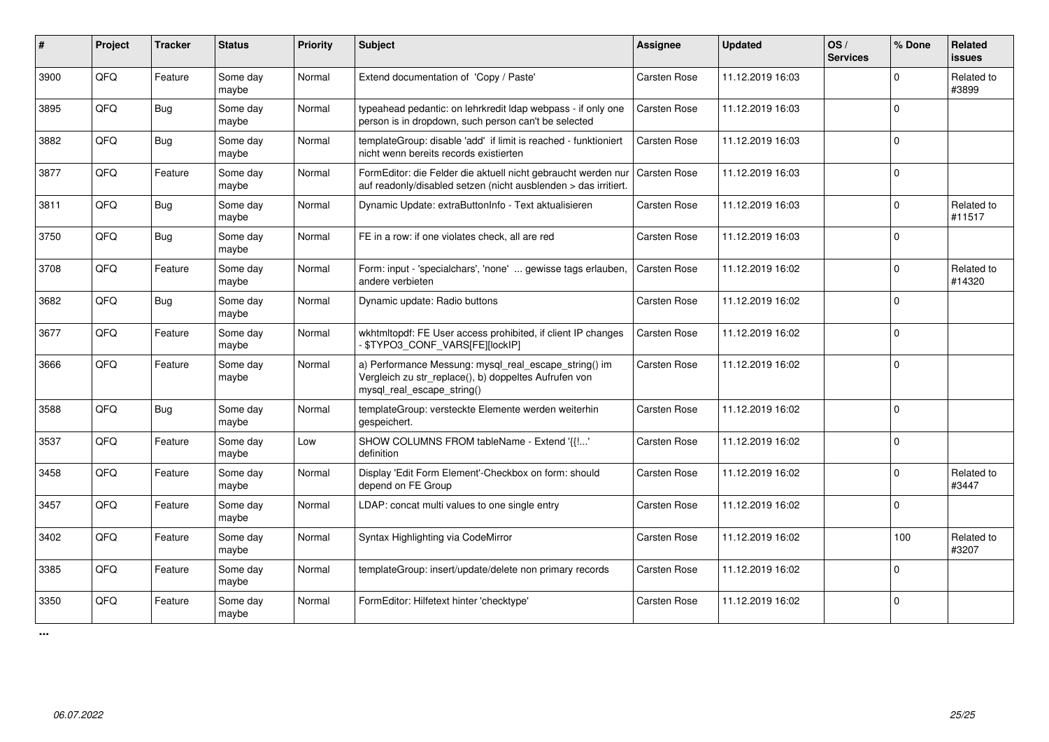| # | Project | Tracker | Status | Priority | Subject | Assignee | Updated | OS / Services | % Done | Related issues |
|---|---|---|---|---|---|---|---|---|---|---|
| 3900 | QFQ | Feature | Some day maybe | Normal | Extend documentation of 'Copy / Paste' | Carsten Rose | 11.12.2019 16:03 | | 0 | Related to #3899 |
| 3895 | QFQ | Bug | Some day maybe | Normal | typeahead pedantic: on lehrkredit ldap webpass - if only one person is in dropdown, such person can't be selected | Carsten Rose | 11.12.2019 16:03 | | 0 | |
| 3882 | QFQ | Bug | Some day maybe | Normal | templateGroup: disable 'add' if limit is reached - funktioniert nicht wenn bereits records existierten | Carsten Rose | 11.12.2019 16:03 | | 0 | |
| 3877 | QFQ | Feature | Some day maybe | Normal | FormEditor: die Felder die aktuell nicht gebraucht werden nur auf readonly/disabled setzen (nicht ausblenden > das irritiert. | Carsten Rose | 11.12.2019 16:03 | | 0 | |
| 3811 | QFQ | Bug | Some day maybe | Normal | Dynamic Update: extraButtonInfo - Text aktualisieren | Carsten Rose | 11.12.2019 16:03 | | 0 | Related to #11517 |
| 3750 | QFQ | Bug | Some day maybe | Normal | FE in a row: if one violates check, all are red | Carsten Rose | 11.12.2019 16:03 | | 0 | |
| 3708 | QFQ | Feature | Some day maybe | Normal | Form: input - 'specialchars', 'none' ... gewisse tags erlauben, andere verbieten | Carsten Rose | 11.12.2019 16:02 | | 0 | Related to #14320 |
| 3682 | QFQ | Bug | Some day maybe | Normal | Dynamic update: Radio buttons | Carsten Rose | 11.12.2019 16:02 | | 0 | |
| 3677 | QFQ | Feature | Some day maybe | Normal | wkhtmltopdf: FE User access prohibited, if client IP changes - $TYPO3_CONF_VARS[FE][lockIP] | Carsten Rose | 11.12.2019 16:02 | | 0 | |
| 3666 | QFQ | Feature | Some day maybe | Normal | a) Performance Messung: mysql_real_escape_string() im Vergleich zu str_replace(), b) doppeltes Aufrufen von mysql_real_escape_string() | Carsten Rose | 11.12.2019 16:02 | | 0 | |
| 3588 | QFQ | Bug | Some day maybe | Normal | templateGroup: versteckte Elemente werden weiterhin gespeichert. | Carsten Rose | 11.12.2019 16:02 | | 0 | |
| 3537 | QFQ | Feature | Some day maybe | Low | SHOW COLUMNS FROM tableName - Extend '{{!...' definition | Carsten Rose | 11.12.2019 16:02 | | 0 | |
| 3458 | QFQ | Feature | Some day maybe | Normal | Display 'Edit Form Element'-Checkbox on form: should depend on FE Group | Carsten Rose | 11.12.2019 16:02 | | 0 | Related to #3447 |
| 3457 | QFQ | Feature | Some day maybe | Normal | LDAP: concat multi values to one single entry | Carsten Rose | 11.12.2019 16:02 | | 0 | |
| 3402 | QFQ | Feature | Some day maybe | Normal | Syntax Highlighting via CodeMirror | Carsten Rose | 11.12.2019 16:02 | | 100 | Related to #3207 |
| 3385 | QFQ | Feature | Some day maybe | Normal | templateGroup: insert/update/delete non primary records | Carsten Rose | 11.12.2019 16:02 | | 0 | |
| 3350 | QFQ | Feature | Some day maybe | Normal | FormEditor: Hilfetext hinter 'checktype' | Carsten Rose | 11.12.2019 16:02 | | 0 | |

...